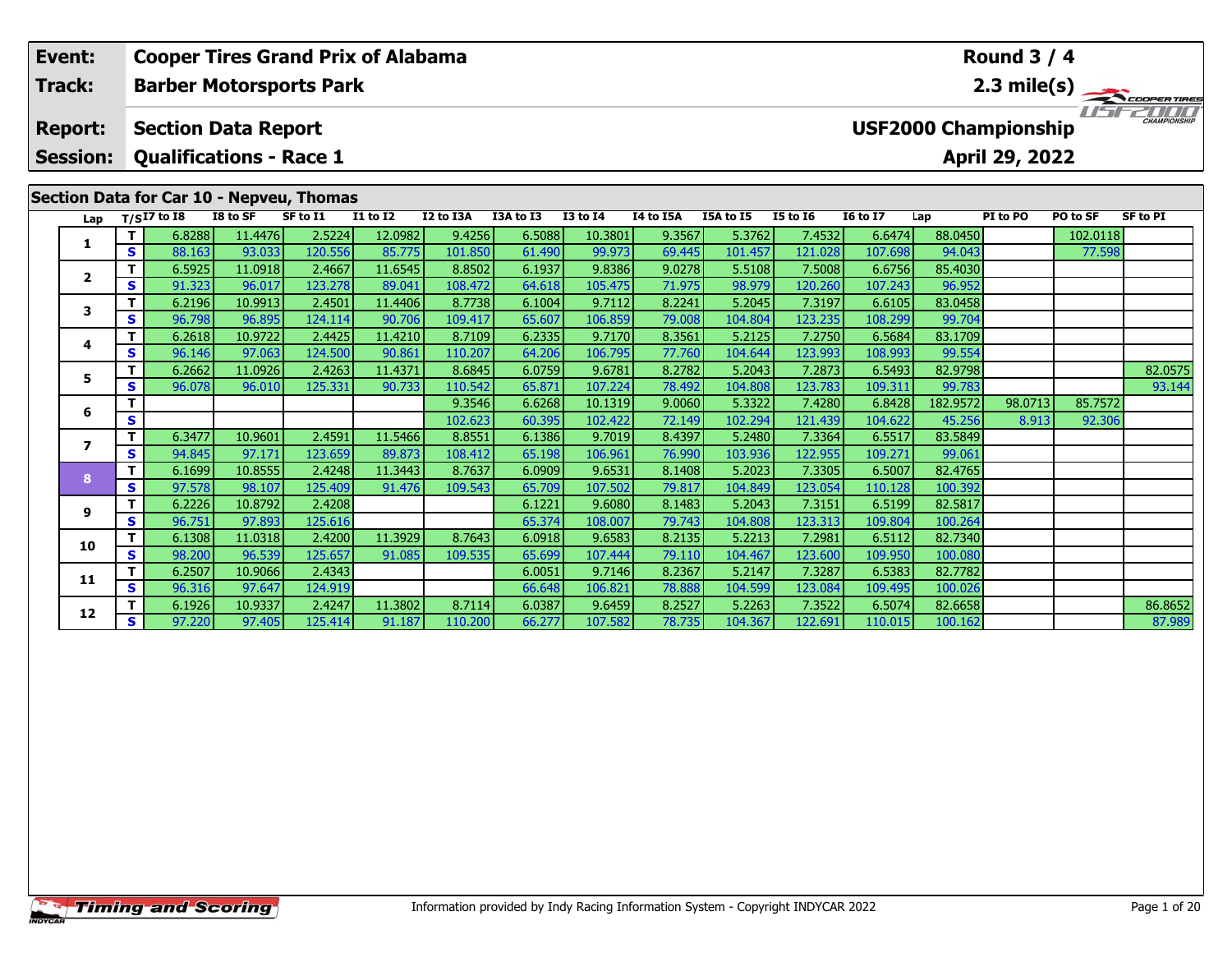| Event: | Cooper Tires Grand Prix of Alabama | Round 3 / 4 |
|---|---|---|
| Track: | Barber Motorsports Park | 2.3 mile(s) |
| Report: | Section Data Report | USF2000 Championship |
| Session: | Qualifications - Race 1 | April 29, 2022 |

## Section Data for Car 10 - Nepveu, Thomas

| Lap | T/S | I7 to I8 | I8 to SF | SF to I1 | I1 to I2 | I2 to I3A | I3A to I3 | I3 to I4 | I4 to I5A | I5A to I5 | I5 to I6 | I6 to I7 | Lap | PI to PO | PO to SF | SF to PI |
|---|---|---|---|---|---|---|---|---|---|---|---|---|---|---|---|---|
| 1 | T | 6.8288 | 11.4476 | 2.5224 | 12.0982 | 9.4256 | 6.5088 | 10.3801 | 9.3567 | 5.3762 | 7.4532 | 6.6474 | 88.0450 | | 102.0118 | |
| | S | 88.163 | 93.033 | 120.556 | 85.775 | 101.850 | 61.490 | 99.973 | 69.445 | 101.457 | 121.028 | 107.698 | 94.043 | | 77.598 | |
| 2 | T | 6.5925 | 11.0918 | 2.4667 | 11.6545 | 8.8502 | 6.1937 | 9.8386 | 9.0278 | 5.5108 | 7.5008 | 6.6756 | 85.4030 | | | |
| | S | 91.323 | 96.017 | 123.278 | 89.041 | 108.472 | 64.618 | 105.475 | 71.975 | 98.979 | 120.260 | 107.243 | 96.952 | | | |
| 3 | T | 6.2196 | 10.9913 | 2.4501 | 11.4406 | 8.7738 | 6.1004 | 9.7112 | 8.2241 | 5.2045 | 7.3197 | 6.6105 | 83.0458 | | | |
| | S | 96.798 | 96.895 | 124.114 | 90.706 | 109.417 | 65.607 | 106.859 | 79.008 | 104.804 | 123.235 | 108.299 | 99.704 | | | |
| 4 | T | 6.2618 | 10.9722 | 2.4425 | 11.4210 | 8.7109 | 6.2335 | 9.7170 | 8.3561 | 5.2125 | 7.2750 | 6.5684 | 83.1709 | | | |
| | S | 96.146 | 97.063 | 124.500 | 90.861 | 110.207 | 64.206 | 106.795 | 77.760 | 104.644 | 123.993 | 108.993 | 99.554 | | | |
| 5 | T | 6.2662 | 11.0926 | 2.4263 | 11.4371 | 8.6845 | 6.0759 | 9.6781 | 8.2782 | 5.2043 | 7.2873 | 6.5493 | 82.9798 | | | 82.0575 |
| | S | 96.078 | 96.010 | 125.331 | 90.733 | 110.542 | 65.871 | 107.224 | 78.492 | 104.808 | 123.783 | 109.311 | 99.783 | | | 93.144 |
| 6 | T | | | | | 9.3546 | 6.6268 | 10.1319 | 9.0060 | 5.3322 | 7.4280 | 6.8428 | 182.9572 | 98.0713 | 85.7572 | |
| | S | | | | | 102.623 | 60.395 | 102.422 | 72.149 | 102.294 | 121.439 | 104.622 | 45.256 | 8.913 | 92.306 | |
| 7 | T | 6.3477 | 10.9601 | 2.4591 | 11.5466 | 8.8551 | 6.1386 | 9.7019 | 8.4397 | 5.2480 | 7.3364 | 6.5517 | 83.5849 | | | |
| | S | 94.845 | 97.171 | 123.659 | 89.873 | 108.412 | 65.198 | 106.961 | 76.990 | 103.936 | 122.955 | 109.271 | 99.061 | | | |
| 8 | T | 6.1699 | 10.8555 | 2.4248 | 11.3443 | 8.7637 | 6.0909 | 9.6531 | 8.1408 | 5.2023 | 7.3305 | 6.5007 | 82.4765 | | | |
| | S | 97.578 | 98.107 | 125.409 | 91.476 | 109.543 | 65.709 | 107.502 | 79.817 | 104.849 | 123.054 | 110.128 | 100.392 | | | |
| 9 | T | 6.2226 | 10.8792 | 2.4208 | | | 6.1221 | 9.6080 | 8.1483 | 5.2043 | 7.3151 | 6.5199 | 82.5817 | | | |
| | S | 96.751 | 97.893 | 125.616 | | | 65.374 | 108.007 | 79.743 | 104.808 | 123.313 | 109.804 | 100.264 | | | |
| 10 | T | 6.1308 | 11.0318 | 2.4200 | 11.3929 | 8.7643 | 6.0918 | 9.6583 | 8.2135 | 5.2213 | 7.2981 | 6.5112 | 82.7340 | | | |
| | S | 98.200 | 96.539 | 125.657 | 91.085 | 109.535 | 65.699 | 107.444 | 79.110 | 104.467 | 123.600 | 109.950 | 100.080 | | | |
| 11 | T | 6.2507 | 10.9066 | 2.4343 | | | 6.0051 | 9.7146 | 8.2367 | 5.2147 | 7.3287 | 6.5383 | 82.7782 | | | |
| | S | 96.316 | 97.647 | 124.919 | | | 66.648 | 106.821 | 78.888 | 104.599 | 123.084 | 109.495 | 100.026 | | | |
| 12 | T | 6.1926 | 10.9337 | 2.4247 | 11.3802 | 8.7114 | 6.0387 | 9.6459 | 8.2527 | 5.2263 | 7.3522 | 6.5074 | 82.6658 | | | 86.8652 |
| | S | 97.220 | 97.405 | 125.414 | 91.187 | 110.200 | 66.277 | 107.582 | 78.735 | 104.367 | 122.691 | 110.015 | 100.162 | | | 87.989 |

Information provided by Indy Racing Information System - Copyright INDYCAR 2022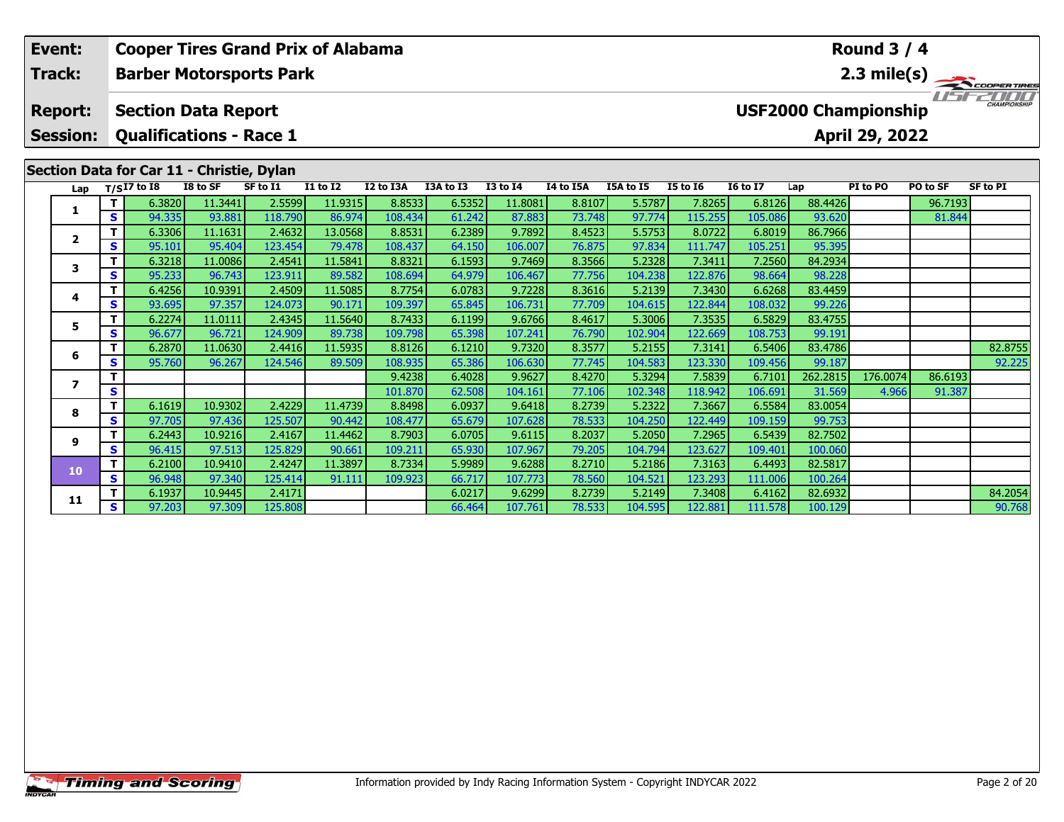| Event: | Cooper Tires Grand Prix of Alabama | Round 3 / 4 |
|---|---|---|
| Track: | Barber Motorsports Park | 2.3 mile(s) |
| Report: | Section Data Report | USF2000 Championship |
| Session: | Qualifications - Race 1 | April 29, 2022 |

## Section Data for Car 11 - Christie, Dylan

| Lap | T/S | I7 to I8 | I8 to SF | SF to I1 | I1 to I2 | I2 to I3A | I3A to I3 | I3 to I4 | I4 to I5A | I5A to I5 | I5 to I6 | I6 to I7 | Lap | PI to PO | PO to SF | SF to PI |
|---|---|---|---|---|---|---|---|---|---|---|---|---|---|---|---|---|
| 1 | T | 6.3820 | 11.3441 | 2.5599 | 11.9315 | 8.8533 | 6.5352 | 11.8081 | 8.8107 | 5.5787 | 7.8265 | 6.8126 | 88.4426 | | 96.7193 | |
| | S | 94.335 | 93.881 | 118.790 | 86.974 | 108.434 | 61.242 | 87.883 | 73.748 | 97.774 | 115.255 | 105.086 | 93.620 | | 81.844 | |
| 2 | T | 6.3306 | 11.1631 | 2.4632 | 13.0568 | 8.8531 | 6.2389 | 9.7892 | 8.4523 | 5.5753 | 8.0722 | 6.8019 | 86.7966 | | | |
| | S | 95.101 | 95.404 | 123.454 | 79.478 | 108.437 | 64.150 | 106.007 | 76.875 | 97.834 | 111.747 | 105.251 | 95.395 | | | |
| 3 | T | 6.3218 | 11.0086 | 2.4541 | 11.5841 | 8.8321 | 6.1593 | 9.7469 | 8.3566 | 5.2328 | 7.3411 | 7.2560 | 84.2934 | | | |
| | S | 95.233 | 96.743 | 123.911 | 89.582 | 108.694 | 64.979 | 106.467 | 77.756 | 104.238 | 122.876 | 98.664 | 98.228 | | | |
| 4 | T | 6.4256 | 10.9391 | 2.4509 | 11.5085 | 8.7754 | 6.0783 | 9.7228 | 8.3616 | 5.2139 | 7.3430 | 6.6268 | 83.4459 | | | |
| | S | 93.695 | 97.357 | 124.073 | 90.171 | 109.397 | 65.845 | 106.731 | 77.709 | 104.615 | 122.844 | 108.032 | 99.226 | | | |
| 5 | T | 6.2274 | 11.0111 | 2.4345 | 11.5640 | 8.7433 | 6.1199 | 9.6766 | 8.4617 | 5.3006 | 7.3535 | 6.5829 | 83.4755 | | | |
| | S | 96.677 | 96.721 | 124.909 | 89.738 | 109.798 | 65.398 | 107.241 | 76.790 | 102.904 | 122.669 | 108.753 | 99.191 | | | |
| 6 | T | 6.2870 | 11.0630 | 2.4416 | 11.5935 | 8.8126 | 6.1210 | 9.7320 | 8.3577 | 5.2155 | 7.3141 | 6.5406 | 83.4786 | | | 82.8755 |
| | S | 95.760 | 96.267 | 124.546 | 89.509 | 108.935 | 65.386 | 106.630 | 77.745 | 104.583 | 123.330 | 109.456 | 99.187 | | | 92.225 |
| 7 | T | | | | | 9.4238 | 6.4028 | 9.9627 | 8.4270 | 5.3294 | 7.5839 | 6.7101 | 262.2815 | 176.0074 | 86.6193 | |
| | S | | | | | 101.870 | 62.508 | 104.161 | 77.106 | 102.348 | 118.942 | 106.691 | 31.569 | 4.966 | 91.387 | |
| 8 | T | 6.1619 | 10.9302 | 2.4229 | 11.4739 | 8.8498 | 6.0937 | 9.6418 | 8.2739 | 5.2322 | 7.3667 | 6.5584 | 83.0054 | | | |
| | S | 97.705 | 97.436 | 125.507 | 90.442 | 108.477 | 65.679 | 107.628 | 78.533 | 104.250 | 122.449 | 109.159 | 99.753 | | | |
| 9 | T | 6.2443 | 10.9216 | 2.4167 | 11.4462 | 8.7903 | 6.0705 | 9.6115 | 8.2037 | 5.2050 | 7.2965 | 6.5439 | 82.7502 | | | |
| | S | 96.415 | 97.513 | 125.829 | 90.661 | 109.211 | 65.930 | 107.967 | 79.205 | 104.794 | 123.627 | 109.401 | 100.060 | | | |
| 10 | T | 6.2100 | 10.9410 | 2.4247 | 11.3897 | 8.7334 | 5.9989 | 9.6288 | 8.2710 | 5.2186 | 7.3163 | 6.4493 | 82.5817 | | | |
| | S | 96.948 | 97.340 | 125.414 | 91.111 | 109.923 | 66.717 | 107.773 | 78.560 | 104.521 | 123.293 | 111.006 | 100.264 | | | |
| 11 | T | 6.1937 | 10.9445 | 2.4171 | | | 6.0217 | 9.6299 | 8.2739 | 5.2149 | 7.3408 | 6.4162 | 82.6932 | | | 84.2054 |
| | S | 97.203 | 97.309 | 125.808 | | | 66.464 | 107.761 | 78.533 | 104.595 | 122.881 | 111.578 | 100.129 | | | 90.768 |

Information provided by Indy Racing Information System - Copyright INDYCAR 2022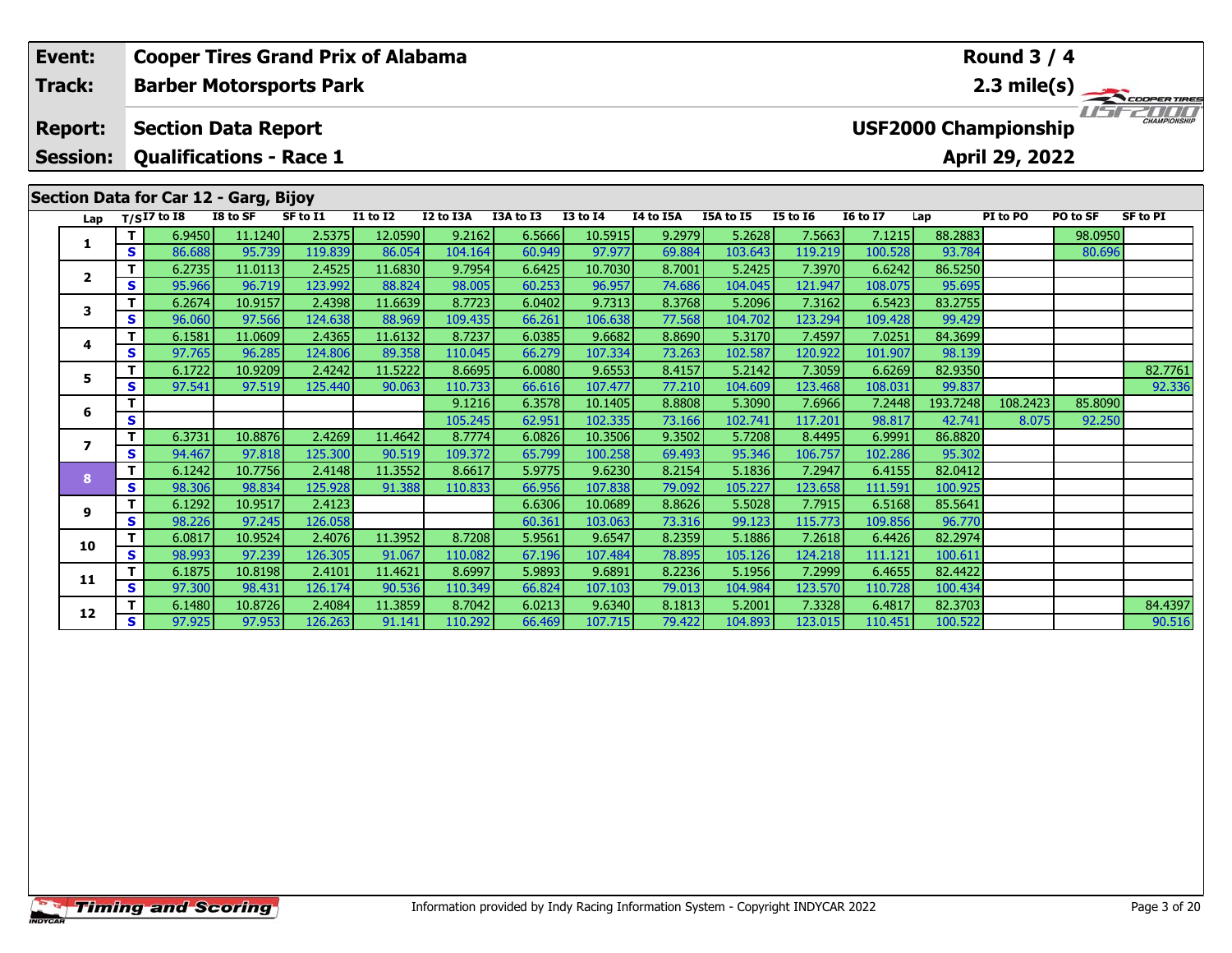| Event: | Cooper Tires Grand Prix of Alabama | Round 3 / 4 |
|---|---|---|
| Track: | Barber Motorsports Park | 2.3 mile(s) |
| Report: | Section Data Report | USF2000 Championship |
| Session: | Qualifications - Race 1 | April 29, 2022 |

## Section Data for Car 12 - Garg, Bijoy

| Lap | T/S | I7 to I8 | I8 to SF | SF to I1 | I1 to I2 | I2 to I3A | I3A to I3 | I3 to I4 | I4 to I5A | I5A to I5 | I5 to I6 | I6 to I7 | Lap | PI to PO | PO to SF | SF to PI |
|---|---|---|---|---|---|---|---|---|---|---|---|---|---|---|---|---|
| 1 | T | 6.9450 | 11.1240 | 2.5375 | 12.0590 | 9.2162 | 6.5666 | 10.5915 | 9.2979 | 5.2628 | 7.5663 | 7.1215 | 88.2883 | | 98.0950 | |
| | S | 86.688 | 95.739 | 119.839 | 86.054 | 104.164 | 60.949 | 97.977 | 69.884 | 103.643 | 119.219 | 100.528 | 93.784 | | 80.696 | |
| 2 | T | 6.2735 | 11.0113 | 2.4525 | 11.6830 | 9.7954 | 6.6425 | 10.7030 | 8.7001 | 5.2425 | 7.3970 | 6.6242 | 86.5250 | | | |
| | S | 95.966 | 96.719 | 123.992 | 88.824 | 98.005 | 60.253 | 96.957 | 74.686 | 104.045 | 121.947 | 108.075 | 95.695 | | | |
| 3 | T | 6.2674 | 10.9157 | 2.4398 | 11.6639 | 8.7723 | 6.0402 | 9.7313 | 8.3768 | 5.2096 | 7.3162 | 6.5423 | 83.2755 | | | |
| | S | 96.060 | 97.566 | 124.638 | 88.969 | 109.435 | 66.261 | 106.638 | 77.568 | 104.702 | 123.294 | 109.428 | 99.429 | | | |
| 4 | T | 6.1581 | 11.0609 | 2.4365 | 11.6132 | 8.7237 | 6.0385 | 9.6682 | 8.8690 | 5.3170 | 7.4597 | 7.0251 | 84.3699 | | | |
| | S | 97.765 | 96.285 | 124.806 | 89.358 | 110.045 | 66.279 | 107.334 | 73.263 | 102.587 | 120.922 | 101.907 | 98.139 | | | |
| 5 | T | 6.1722 | 10.9209 | 2.4242 | 11.5222 | 8.6695 | 6.0080 | 9.6553 | 8.4157 | 5.2142 | 7.3059 | 6.6269 | 82.9350 | | | 82.7761 |
| | S | 97.541 | 97.519 | 125.440 | 90.063 | 110.733 | 66.616 | 107.477 | 77.210 | 104.609 | 123.468 | 108.031 | 99.837 | | | 92.336 |
| 6 | T | | | | | 9.1216 | 6.3578 | 10.1405 | 8.8808 | 5.3090 | 7.6966 | 7.2448 | 193.7248 | 108.2423 | 85.8090 | |
| | S | | | | | 105.245 | 62.951 | 102.335 | 73.166 | 102.741 | 117.201 | 98.817 | 42.741 | 8.075 | 92.250 | |
| 7 | T | 6.3731 | 10.8876 | 2.4269 | 11.4642 | 8.7774 | 6.0826 | 10.3506 | 9.3502 | 5.7208 | 8.4495 | 6.9991 | 86.8820 | | | |
| | S | 94.467 | 97.818 | 125.300 | 90.519 | 109.372 | 65.799 | 100.258 | 69.493 | 95.346 | 106.757 | 102.286 | 95.302 | | | |
| 8 | T | 6.1242 | 10.7756 | 2.4148 | 11.3552 | 8.6617 | 5.9775 | 9.6230 | 8.2154 | 5.1836 | 7.2947 | 6.4155 | 82.0412 | | | |
| | S | 98.306 | 98.834 | 125.928 | 91.388 | 110.833 | 66.956 | 107.838 | 79.092 | 105.227 | 123.658 | 111.591 | 100.925 | | | |
| 9 | T | 6.1292 | 10.9517 | 2.4123 | | | 6.6306 | 10.0689 | 8.8626 | 5.5028 | 7.7915 | 6.5168 | 85.5641 | | | |
| | S | 98.226 | 97.245 | 126.058 | | | 60.361 | 103.063 | 73.316 | 99.123 | 115.773 | 109.856 | 96.770 | | | |
| 10 | T | 6.0817 | 10.9524 | 2.4076 | 11.3952 | 8.7208 | 5.9561 | 9.6547 | 8.2359 | 5.1886 | 7.2618 | 6.4426 | 82.2974 | | | |
| | S | 98.993 | 97.239 | 126.305 | 91.067 | 110.082 | 67.196 | 107.484 | 78.895 | 105.126 | 124.218 | 111.121 | 100.611 | | | |
| 11 | T | 6.1875 | 10.8198 | 2.4101 | 11.4621 | 8.6997 | 5.9893 | 9.6891 | 8.2236 | 5.1956 | 7.2999 | 6.4655 | 82.4422 | | | |
| | S | 97.300 | 98.431 | 126.174 | 90.536 | 110.349 | 66.824 | 107.103 | 79.013 | 104.984 | 123.570 | 110.728 | 100.434 | | | |
| 12 | T | 6.1480 | 10.8726 | 2.4084 | 11.3859 | 8.7042 | 6.0213 | 9.6340 | 8.1813 | 5.2001 | 7.3328 | 6.4817 | 82.3703 | | | 84.4397 |
| | S | 97.925 | 97.953 | 126.263 | 91.141 | 110.292 | 66.469 | 107.715 | 79.422 | 104.893 | 123.015 | 110.451 | 100.522 | | | 90.516 |

Information provided by Indy Racing Information System - Copyright INDYCAR 2022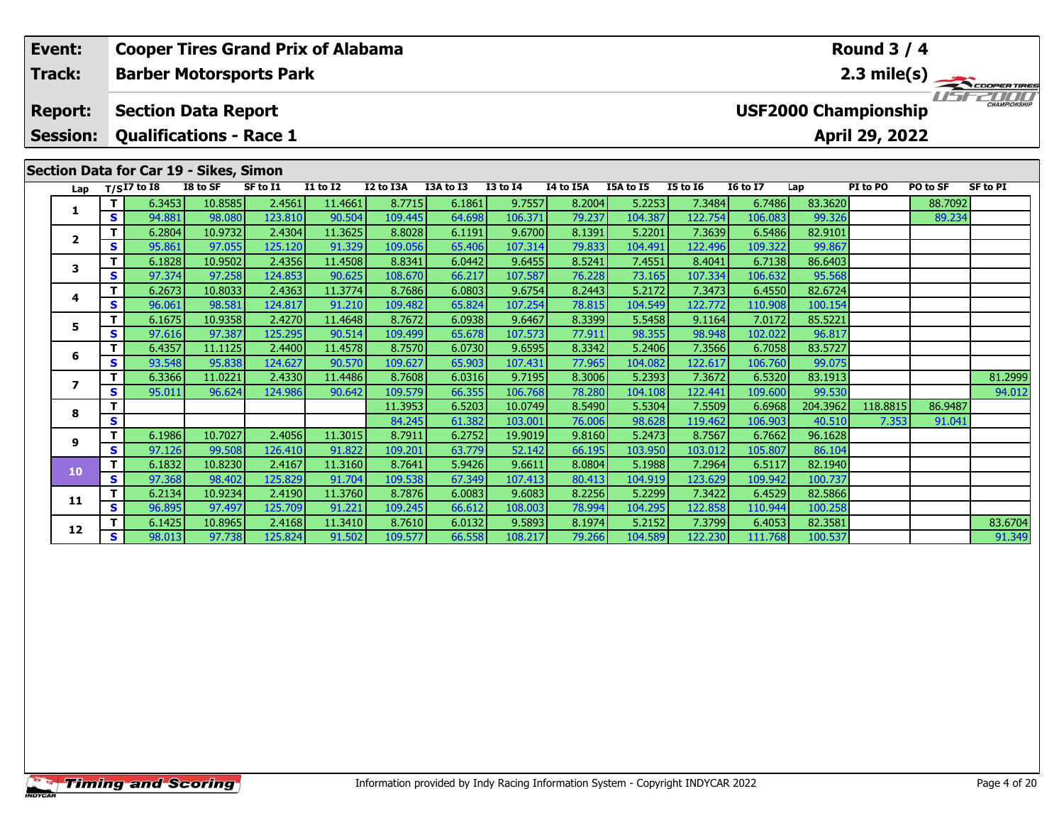| Event: | Cooper Tires Grand Prix of Alabama | Round 3 / 4 |
|---|---|---|
| Track: | Barber Motorsports Park | 2.3 mile(s) |
| Report: | Section Data Report | USF2000 Championship |
| Session: | Qualifications - Race 1 | April 29, 2022 |

## Section Data for Car 19 - Sikes, Simon

| Lap | T/S | I7 to I8 | I8 to SF | SF to I1 | I1 to I2 | I2 to I3A | I3A to I3 | I3 to I4 | I4 to I5A | I5A to I5 | I5 to I6 | I6 to I7 | Lap | PI to PO | PO to SF | SF to PI |
|---|---|---|---|---|---|---|---|---|---|---|---|---|---|---|---|---|
| 1 | T | 6.3453 | 10.8585 | 2.4561 | 11.4661 | 8.7715 | 6.1861 | 9.7557 | 8.2004 | 5.2253 | 7.3484 | 6.7486 | 83.3620 | | 88.7092 | |
| | S | 94.881 | 98.080 | 123.810 | 90.504 | 109.445 | 64.698 | 106.371 | 79.237 | 104.387 | 122.754 | 106.083 | 99.326 | | 89.234 | |
| 2 | T | 6.2804 | 10.9732 | 2.4304 | 11.3625 | 8.8028 | 6.1191 | 9.6700 | 8.1391 | 5.2201 | 7.3639 | 6.5486 | 82.9101 | | | |
| | S | 95.861 | 97.055 | 125.120 | 91.329 | 109.056 | 65.406 | 107.314 | 79.833 | 104.491 | 122.496 | 109.322 | 99.867 | | | |
| 3 | T | 6.1828 | 10.9502 | 2.4356 | 11.4508 | 8.8341 | 6.0442 | 9.6455 | 8.5241 | 7.4551 | 8.4041 | 6.7138 | 86.6403 | | | |
| | S | 97.374 | 97.258 | 124.853 | 90.625 | 108.670 | 66.217 | 107.587 | 76.228 | 73.165 | 107.334 | 106.632 | 95.568 | | | |
| 4 | T | 6.2673 | 10.8033 | 2.4363 | 11.3774 | 8.7686 | 6.0803 | 9.6754 | 8.2443 | 5.2172 | 7.3473 | 6.4550 | 82.6724 | | | |
| | S | 96.061 | 98.581 | 124.817 | 91.210 | 109.482 | 65.824 | 107.254 | 78.815 | 104.549 | 122.772 | 110.908 | 100.154 | | | |
| 5 | T | 6.1675 | 10.9358 | 2.4270 | 11.4648 | 8.7672 | 6.0938 | 9.6467 | 8.3399 | 5.5458 | 9.1164 | 7.0172 | 85.5221 | | | |
| | S | 97.616 | 97.387 | 125.295 | 90.514 | 109.499 | 65.678 | 107.573 | 77.911 | 98.355 | 98.948 | 102.022 | 96.817 | | | |
| 6 | T | 6.4357 | 11.1125 | 2.4400 | 11.4578 | 8.7570 | 6.0730 | 9.6595 | 8.3342 | 5.2406 | 7.3566 | 6.7058 | 83.5727 | | | |
| | S | 93.548 | 95.838 | 124.627 | 90.570 | 109.627 | 65.903 | 107.431 | 77.965 | 104.082 | 122.617 | 106.760 | 99.075 | | | |
| 7 | T | 6.3366 | 11.0221 | 2.4330 | 11.4486 | 8.7608 | 6.0316 | 9.7195 | 8.3006 | 5.2393 | 7.3672 | 6.5320 | 83.1913 | | | 81.2999 |
| | S | 95.011 | 96.624 | 124.986 | 90.642 | 109.579 | 66.355 | 106.768 | 78.280 | 104.108 | 122.441 | 109.600 | 99.530 | | | 94.012 |
| 8 | T | | | | | 11.3953 | 6.5203 | 10.0749 | 8.5490 | 5.5304 | 7.5509 | 6.6968 | 204.3962 | 118.8815 | 86.9487 | |
| | S | | | | | 84.245 | 61.382 | 103.001 | 76.006 | 98.628 | 119.462 | 106.903 | 40.510 | 7.353 | 91.041 | |
| 9 | T | 6.1986 | 10.7027 | 2.4056 | 11.3015 | 8.7911 | 6.2752 | 19.9019 | 9.8160 | 5.2473 | 8.7567 | 6.7662 | 96.1628 | | | |
| | S | 97.126 | 99.508 | 126.410 | 91.822 | 109.201 | 63.779 | 52.142 | 66.195 | 103.950 | 103.012 | 105.807 | 86.104 | | | |
| 10 | T | 6.1832 | 10.8230 | 2.4167 | 11.3160 | 8.7641 | 5.9426 | 9.6611 | 8.0804 | 5.1988 | 7.2964 | 6.5117 | 82.1940 | | | |
| | S | 97.368 | 98.402 | 125.829 | 91.704 | 109.538 | 67.349 | 107.413 | 80.413 | 104.919 | 123.629 | 109.942 | 100.737 | | | |
| 11 | T | 6.2134 | 10.9234 | 2.4190 | 11.3760 | 8.7876 | 6.0083 | 9.6083 | 8.2256 | 5.2299 | 7.3422 | 6.4529 | 82.5866 | | | |
| | S | 96.895 | 97.497 | 125.709 | 91.221 | 109.245 | 66.612 | 108.003 | 78.994 | 104.295 | 122.858 | 110.944 | 100.258 | | | |
| 12 | T | 6.1425 | 10.8965 | 2.4168 | 11.3410 | 8.7610 | 6.0132 | 9.5893 | 8.1974 | 5.2152 | 7.3799 | 6.4053 | 82.3581 | | | 83.6704 |
| | S | 98.013 | 97.738 | 125.824 | 91.502 | 109.577 | 66.558 | 108.217 | 79.266 | 104.589 | 122.230 | 111.768 | 100.537 | | | 91.349 |

Information provided by Indy Racing Information System - Copyright INDYCAR 2022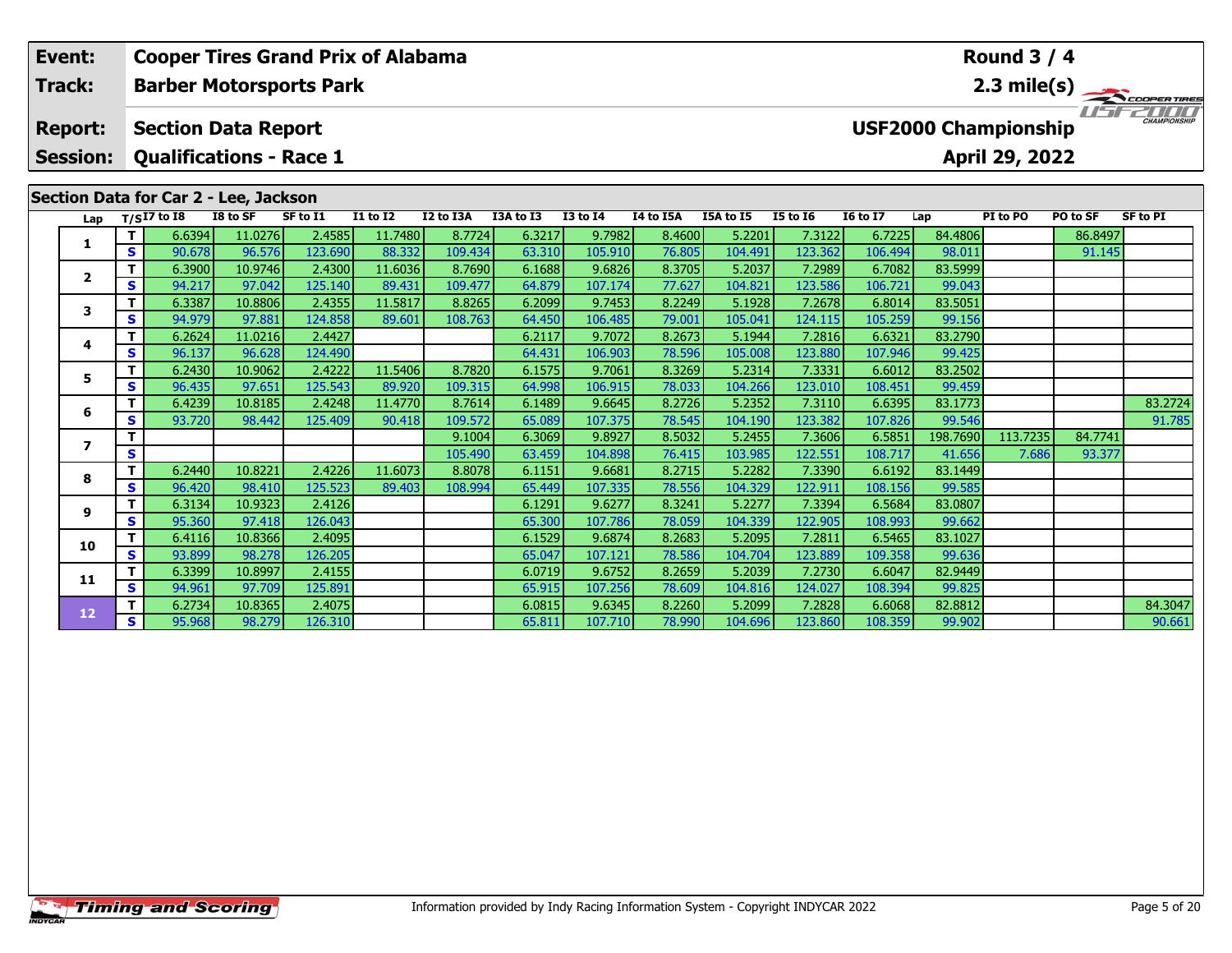| Event: | Cooper Tires Grand Prix of Alabama | Round 3 / 4 |
|---|---|---|
| Track: | Barber Motorsports Park | 2.3 mile(s) |
| Report: | Section Data Report | USF2000 Championship |
| Session: | Qualifications - Race 1 | April 29, 2022 |

## Section Data for Car 2 - Lee, Jackson

| Lap | T/S | I7 to I8 | I8 to SF | SF to I1 | I1 to I2 | I2 to I3A | I3A to I3 | I3 to I4 | I4 to I5A | I5A to I5 | I5 to I6 | I6 to I7 | Lap | PI to PO | PO to SF | SF to PI |
|---|---|---|---|---|---|---|---|---|---|---|---|---|---|---|---|---|
| 1 | T | 6.6394 | 11.0276 | 2.4585 | 11.7480 | 8.7724 | 6.3217 | 9.7982 | 8.4600 | 5.2201 | 7.3122 | 6.7225 | 84.4806 | | 86.8497 | |
| | S | 90.678 | 96.576 | 123.690 | 88.332 | 109.434 | 63.310 | 105.910 | 76.805 | 104.491 | 123.362 | 106.494 | 98.011 | | 91.145 | |
| 2 | T | 6.3900 | 10.9746 | 2.4300 | 11.6036 | 8.7690 | 6.1688 | 9.6826 | 8.3705 | 5.2037 | 7.2989 | 6.7082 | 83.5999 | | | |
| | S | 94.217 | 97.042 | 125.140 | 89.431 | 109.477 | 64.879 | 107.174 | 77.627 | 104.821 | 123.586 | 106.721 | 99.043 | | | |
| 3 | T | 6.3387 | 10.8806 | 2.4355 | 11.5817 | 8.8265 | 6.2099 | 9.7453 | 8.2249 | 5.1928 | 7.2678 | 6.8014 | 83.5051 | | | |
| | S | 94.979 | 97.881 | 124.858 | 89.601 | 108.763 | 64.450 | 106.485 | 79.001 | 105.041 | 124.115 | 105.259 | 99.156 | | | |
| 4 | T | 6.2624 | 11.0216 | 2.4427 | | | 6.2117 | 9.7072 | 8.2673 | 5.1944 | 7.2816 | 6.6321 | 83.2790 | | | |
| | S | 96.137 | 96.628 | 124.490 | | | 64.431 | 106.903 | 78.596 | 105.008 | 123.880 | 107.946 | 99.425 | | | |
| 5 | T | 6.2430 | 10.9062 | 2.4222 | 11.5406 | 8.7820 | 6.1575 | 9.7061 | 8.3269 | 5.2314 | 7.3331 | 6.6012 | 83.2502 | | | |
| | S | 96.435 | 97.651 | 125.543 | 89.920 | 109.315 | 64.998 | 106.915 | 78.033 | 104.266 | 123.010 | 108.451 | 99.459 | | | |
| 6 | T | 6.4239 | 10.8185 | 2.4248 | 11.4770 | 8.7614 | 6.1489 | 9.6645 | 8.2726 | 5.2352 | 7.3110 | 6.6395 | 83.1773 | | | 83.2724 |
| | S | 93.720 | 98.442 | 125.409 | 90.418 | 109.572 | 65.089 | 107.375 | 78.545 | 104.190 | 123.382 | 107.826 | 99.546 | | | 91.785 |
| 7 | T | | | | | 9.1004 | 6.3069 | 9.8927 | 8.5032 | 5.2455 | 7.3606 | 6.5851 | 198.7690 | 113.7235 | 84.7741 | |
| | S | | | | | 105.490 | 63.459 | 104.898 | 76.415 | 103.985 | 122.551 | 108.717 | 41.656 | 7.686 | 93.377 | |
| 8 | T | 6.2440 | 10.8221 | 2.4226 | 11.6073 | 8.8078 | 6.1151 | 9.6681 | 8.2715 | 5.2282 | 7.3390 | 6.6192 | 83.1449 | | | |
| | S | 96.420 | 98.410 | 125.523 | 89.403 | 108.994 | 65.449 | 107.335 | 78.556 | 104.329 | 122.911 | 108.156 | 99.585 | | | |
| 9 | T | 6.3134 | 10.9323 | 2.4126 | | | 6.1291 | 9.6277 | 8.3241 | 5.2277 | 7.3394 | 6.5684 | 83.0807 | | | |
| | S | 95.360 | 97.418 | 126.043 | | | 65.300 | 107.786 | 78.059 | 104.339 | 122.905 | 108.993 | 99.662 | | | |
| 10 | T | 6.4116 | 10.8366 | 2.4095 | | | 6.1529 | 9.6874 | 8.2683 | 5.2095 | 7.2811 | 6.5465 | 83.1027 | | | |
| | S | 93.899 | 98.278 | 126.205 | | | 65.047 | 107.121 | 78.586 | 104.704 | 123.889 | 109.358 | 99.636 | | | |
| 11 | T | 6.3399 | 10.8997 | 2.4155 | | | 6.0719 | 9.6752 | 8.2659 | 5.2039 | 7.2730 | 6.6047 | 82.9449 | | | |
| | S | 94.961 | 97.709 | 125.891 | | | 65.915 | 107.256 | 78.609 | 104.816 | 124.027 | 108.394 | 99.825 | | | |
| 12 | T | 6.2734 | 10.8365 | 2.4075 | | | 6.0815 | 9.6345 | 8.2260 | 5.2099 | 7.2828 | 6.6068 | 82.8812 | | | 84.3047 |
| | S | 95.968 | 98.279 | 126.310 | | | 65.811 | 107.710 | 78.990 | 104.696 | 123.860 | 108.359 | 99.902 | | | 90.661 |

Information provided by Indy Racing Information System - Copyright INDYCAR 2022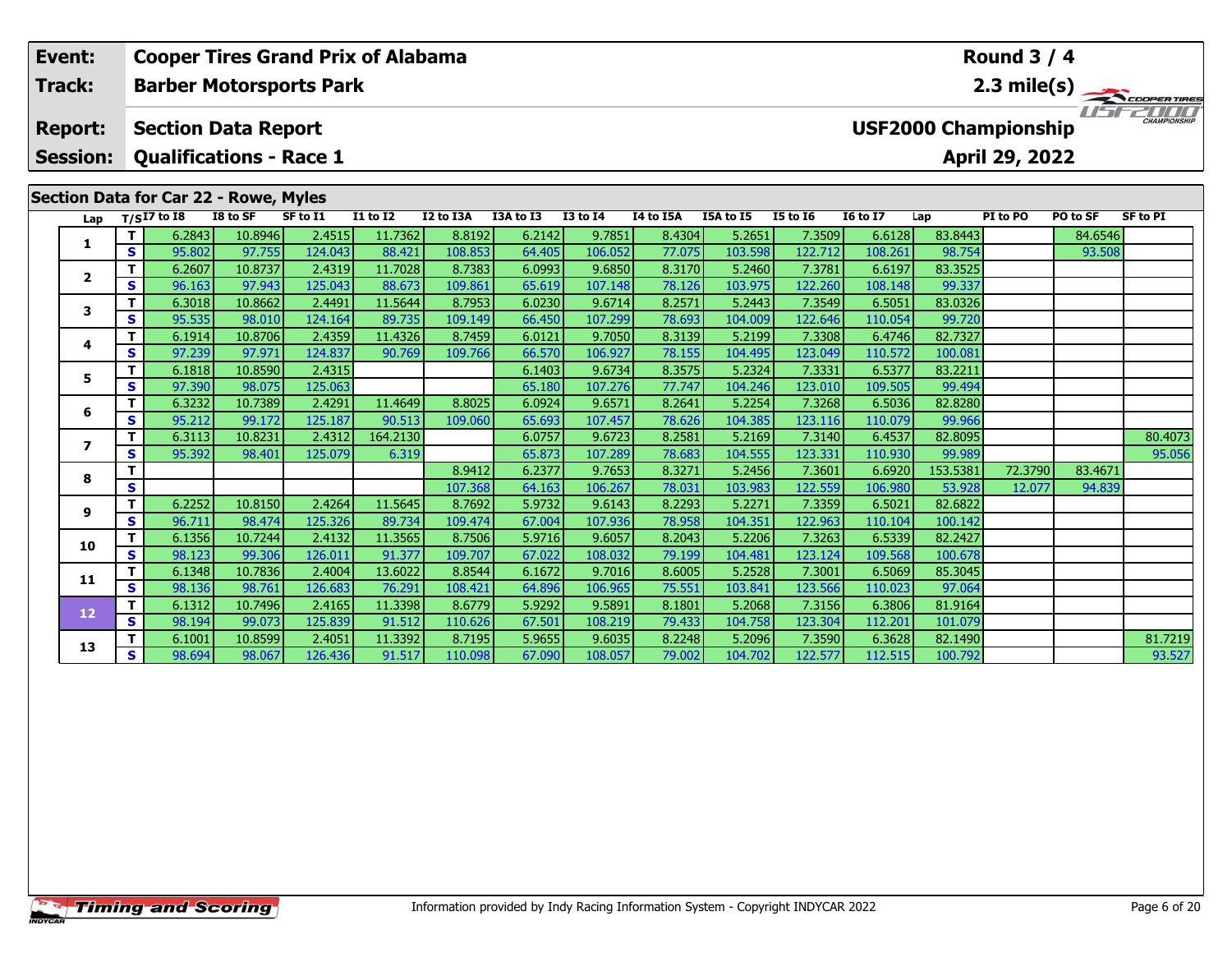| Event: | Cooper Tires Grand Prix of Alabama | Round 3 / 4 |
|---|---|---|
| Track: | Barber Motorsports Park | 2.3 mile(s) |
| Report: | Section Data Report | USF2000 Championship |
| Session: | Qualifications - Race 1 | April 29, 2022 |

## Section Data for Car 22 - Rowe, Myles

| Lap | T/S | I7 to I8 | I8 to SF | SF to I1 | I1 to I2 | I2 to I3A | I3A to I3 | I3 to I4 | I4 to I5A | I5A to I5 | I5 to I6 | I6 to I7 | Lap | PI to PO | PO to SF | SF to PI |
|---|---|---|---|---|---|---|---|---|---|---|---|---|---|---|---|---|
| 1 | T | 6.2843 | 10.8946 | 2.4515 | 11.7362 | 8.8192 | 6.2142 | 9.7851 | 8.4304 | 5.2651 | 7.3509 | 6.6128 | 83.8443 | | 84.6546 | |
| | S | 95.802 | 97.755 | 124.043 | 88.421 | 108.853 | 64.405 | 106.052 | 77.075 | 103.598 | 122.712 | 108.261 | 98.754 | | 93.508 | |
| 2 | T | 6.2607 | 10.8737 | 2.4319 | 11.7028 | 8.7383 | 6.0993 | 9.6850 | 8.3170 | 5.2460 | 7.3781 | 6.6197 | 83.3525 | | | |
| | S | 96.163 | 97.943 | 125.043 | 88.673 | 109.861 | 65.619 | 107.148 | 78.126 | 103.975 | 122.260 | 108.148 | 99.337 | | | |
| 3 | T | 6.3018 | 10.8662 | 2.4491 | 11.5644 | 8.7953 | 6.0230 | 9.6714 | 8.2571 | 5.2443 | 7.3549 | 6.5051 | 83.0326 | | | |
| | S | 95.535 | 98.010 | 124.164 | 89.735 | 109.149 | 66.450 | 107.299 | 78.693 | 104.009 | 122.646 | 110.054 | 99.720 | | | |
| 4 | T | 6.1914 | 10.8706 | 2.4359 | 11.4326 | 8.7459 | 6.0121 | 9.7050 | 8.3139 | 5.2199 | 7.3308 | 6.4746 | 82.7327 | | | |
| | S | 97.239 | 97.971 | 124.837 | 90.769 | 109.766 | 66.570 | 106.927 | 78.155 | 104.495 | 123.049 | 110.572 | 100.081 | | | |
| 5 | T | 6.1818 | 10.8590 | 2.4315 | | | 6.1403 | 9.6734 | 8.3575 | 5.2324 | 7.3331 | 6.5377 | 83.2211 | | | |
| | S | 97.390 | 98.075 | 125.063 | | | 65.180 | 107.276 | 77.747 | 104.246 | 123.010 | 109.505 | 99.494 | | | |
| 6 | T | 6.3232 | 10.7389 | 2.4291 | 11.4649 | 8.8025 | 6.0924 | 9.6571 | 8.2641 | 5.2254 | 7.3268 | 6.5036 | 82.8280 | | | |
| | S | 95.212 | 99.172 | 125.187 | 90.513 | 109.060 | 65.693 | 107.457 | 78.626 | 104.385 | 123.116 | 110.079 | 99.966 | | | |
| 7 | T | 6.3113 | 10.8231 | 2.4312 | 164.2130 | | 6.0757 | 9.6723 | 8.2581 | 5.2169 | 7.3140 | 6.4537 | 82.8095 | | | 80.4073 |
| | S | 95.392 | 98.401 | 125.079 | 6.319 | | 65.873 | 107.289 | 78.683 | 104.555 | 123.331 | 110.930 | 99.989 | | | 95.056 |
| 8 | T | | | | | 8.9412 | 6.2377 | 9.7653 | 8.3271 | 5.2456 | 7.3601 | 6.6920 | 153.5381 | 72.3790 | 83.4671 | |
| | S | | | | | 107.368 | 64.163 | 106.267 | 78.031 | 103.983 | 122.559 | 106.980 | 53.928 | 12.077 | 94.839 | |
| 9 | T | 6.2252 | 10.8150 | 2.4264 | 11.5645 | 8.7692 | 5.9732 | 9.6143 | 8.2293 | 5.2271 | 7.3359 | 6.5021 | 82.6822 | | | |
| | S | 96.711 | 98.474 | 125.326 | 89.734 | 109.474 | 67.004 | 107.936 | 78.958 | 104.351 | 122.963 | 110.104 | 100.142 | | | |
| 10 | T | 6.1356 | 10.7244 | 2.4132 | 11.3565 | 8.7506 | 5.9716 | 9.6057 | 8.2043 | 5.2206 | 7.3263 | 6.5339 | 82.2427 | | | |
| | S | 98.123 | 99.306 | 126.011 | 91.377 | 109.707 | 67.022 | 108.032 | 79.199 | 104.481 | 123.124 | 109.568 | 100.678 | | | |
| 11 | T | 6.1348 | 10.7836 | 2.4004 | 13.6022 | 8.8544 | 6.1672 | 9.7016 | 8.6005 | 5.2528 | 7.3001 | 6.5069 | 85.3045 | | | |
| | S | 98.136 | 98.761 | 126.683 | 76.291 | 108.421 | 64.896 | 106.965 | 75.551 | 103.841 | 123.566 | 110.023 | 97.064 | | | |
| 12 | T | 6.1312 | 10.7496 | 2.4165 | 11.3398 | 8.6779 | 5.9292 | 9.5891 | 8.1801 | 5.2068 | 7.3156 | 6.3806 | 81.9164 | | | |
| | S | 98.194 | 99.073 | 125.839 | 91.512 | 110.626 | 67.501 | 108.219 | 79.433 | 104.758 | 123.304 | 112.201 | 101.079 | | | |
| 13 | T | 6.1001 | 10.8599 | 2.4051 | 11.3392 | 8.7195 | 5.9655 | 9.6035 | 8.2248 | 5.2096 | 7.3590 | 6.3628 | 82.1490 | | | 81.7219 |
| | S | 98.694 | 98.067 | 126.436 | 91.517 | 110.098 | 67.090 | 108.057 | 79.002 | 104.702 | 122.577 | 112.515 | 100.792 | | | 93.527 |

Information provided by Indy Racing Information System - Copyright INDYCAR 2022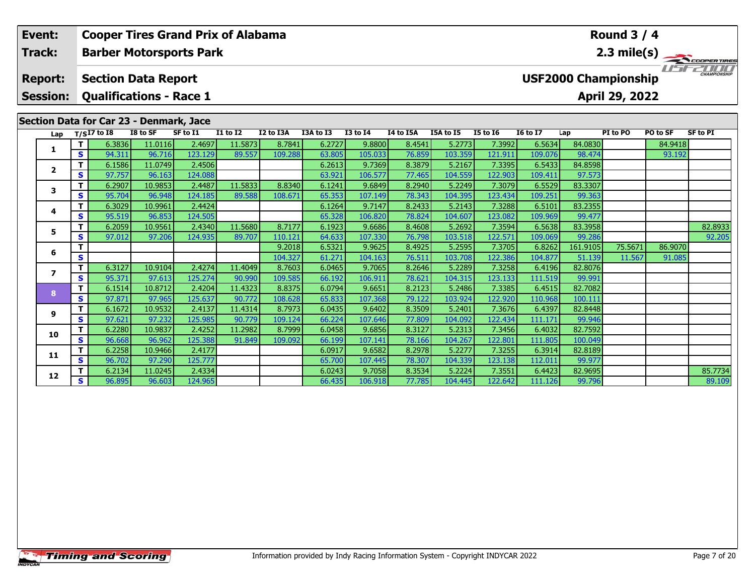| Event: | Cooper Tires Grand Prix of Alabama | Round 3 / 4 |
|---|---|---|
| Track: | Barber Motorsports Park | 2.3 mile(s) |
| Report: | Section Data Report | USF2000 Championship |
| Session: | Qualifications - Race 1 | April 29, 2022 |

## Section Data for Car 23 - Denmark, Jace

| Lap | T/S | I7 to I8 | I8 to SF | SF to I1 | I1 to I2 | I2 to I3A | I3A to I3 | I3 to I4 | I4 to I5A | I5A to I5 | I5 to I6 | I6 to I7 | Lap | PI to PO | PO to SF | SF to PI |
|---|---|---|---|---|---|---|---|---|---|---|---|---|---|---|---|---|
| 1 | T | 6.3836 | 11.0116 | 2.4697 | 11.5873 | 8.7841 | 6.2727 | 9.8800 | 8.4541 | 5.2773 | 7.3992 | 6.5634 | 84.0830 | | 84.9418 | |
| | S | 94.311 | 96.716 | 123.129 | 89.557 | 109.288 | 63.805 | 105.033 | 76.859 | 103.359 | 121.911 | 109.076 | 98.474 | | 93.192 | |
| 2 | T | 6.1586 | 11.0749 | 2.4506 | | | 6.2613 | 9.7369 | 8.3879 | 5.2167 | 7.3395 | 6.5433 | 84.8598 | | | |
| | S | 97.757 | 96.163 | 124.088 | | | 63.921 | 106.577 | 77.465 | 104.559 | 122.903 | 109.411 | 97.573 | | | |
| 3 | T | 6.2907 | 10.9853 | 2.4487 | 11.5833 | 8.8340 | 6.1241 | 9.6849 | 8.2940 | 5.2249 | 7.3079 | 6.5529 | 83.3307 | | | |
| | S | 95.704 | 96.948 | 124.185 | 89.588 | 108.671 | 65.353 | 107.149 | 78.343 | 104.395 | 123.434 | 109.251 | 99.363 | | | |
| 4 | T | 6.3029 | 10.9961 | 2.4424 | | | 6.1264 | 9.7147 | 8.2433 | 5.2143 | 7.3288 | 6.5101 | 83.2355 | | | |
| | S | 95.519 | 96.853 | 124.505 | | | 65.328 | 106.820 | 78.824 | 104.607 | 123.082 | 109.969 | 99.477 | | | |
| 5 | T | 6.2059 | 10.9561 | 2.4340 | 11.5680 | 8.7177 | 6.1923 | 9.6686 | 8.4608 | 5.2692 | 7.3594 | 6.5638 | 83.3958 | | | 82.8933 |
| | S | 97.012 | 97.206 | 124.935 | 89.707 | 110.121 | 64.633 | 107.330 | 76.798 | 103.518 | 122.571 | 109.069 | 99.286 | | | 92.205 |
| 6 | T | | | | | 9.2018 | 6.5321 | 9.9625 | 8.4925 | 5.2595 | 7.3705 | 6.8262 | 161.9105 | 75.5671 | 86.9070 | |
| | S | | | | | 104.327 | 61.271 | 104.163 | 76.511 | 103.708 | 122.386 | 104.877 | 51.139 | 11.567 | 91.085 | |
| 7 | T | 6.3127 | 10.9104 | 2.4274 | 11.4049 | 8.7603 | 6.0465 | 9.7065 | 8.2646 | 5.2289 | 7.3258 | 6.4196 | 82.8076 | | | |
| | S | 95.371 | 97.613 | 125.274 | 90.990 | 109.585 | 66.192 | 106.911 | 78.621 | 104.315 | 123.133 | 111.519 | 99.991 | | | |
| 8 | T | 6.1514 | 10.8712 | 2.4204 | 11.4323 | 8.8375 | 6.0794 | 9.6651 | 8.2123 | 5.2486 | 7.3385 | 6.4515 | 82.7082 | | | |
| | S | 97.871 | 97.965 | 125.637 | 90.772 | 108.628 | 65.833 | 107.368 | 79.122 | 103.924 | 122.920 | 110.968 | 100.111 | | | |
| 9 | T | 6.1672 | 10.9532 | 2.4137 | 11.4314 | 8.7973 | 6.0435 | 9.6402 | 8.3509 | 5.2401 | 7.3676 | 6.4397 | 82.8448 | | | |
| | S | 97.621 | 97.232 | 125.985 | 90.779 | 109.124 | 66.224 | 107.646 | 77.809 | 104.092 | 122.434 | 111.171 | 99.946 | | | |
| 10 | T | 6.2280 | 10.9837 | 2.4252 | 11.2982 | 8.7999 | 6.0458 | 9.6856 | 8.3127 | 5.2313 | 7.3456 | 6.4032 | 82.7592 | | | |
| | S | 96.668 | 96.962 | 125.388 | 91.849 | 109.092 | 66.199 | 107.141 | 78.166 | 104.267 | 122.801 | 111.805 | 100.049 | | | |
| 11 | T | 6.2258 | 10.9466 | 2.4177 | | | 6.0917 | 9.6582 | 8.2978 | 5.2277 | 7.3255 | 6.3914 | 82.8189 | | | |
| | S | 96.702 | 97.290 | 125.777 | | | 65.700 | 107.445 | 78.307 | 104.339 | 123.138 | 112.011 | 99.977 | | | |
| 12 | T | 6.2134 | 11.0245 | 2.4334 | | | 6.0243 | 9.7058 | 8.3534 | 5.2224 | 7.3551 | 6.4423 | 82.9695 | | | 85.7734 |
| | S | 96.895 | 96.603 | 124.965 | | | 66.435 | 106.918 | 77.785 | 104.445 | 122.642 | 111.126 | 99.796 | | | 89.109 |

Information provided by Indy Racing Information System - Copyright INDYCAR 2022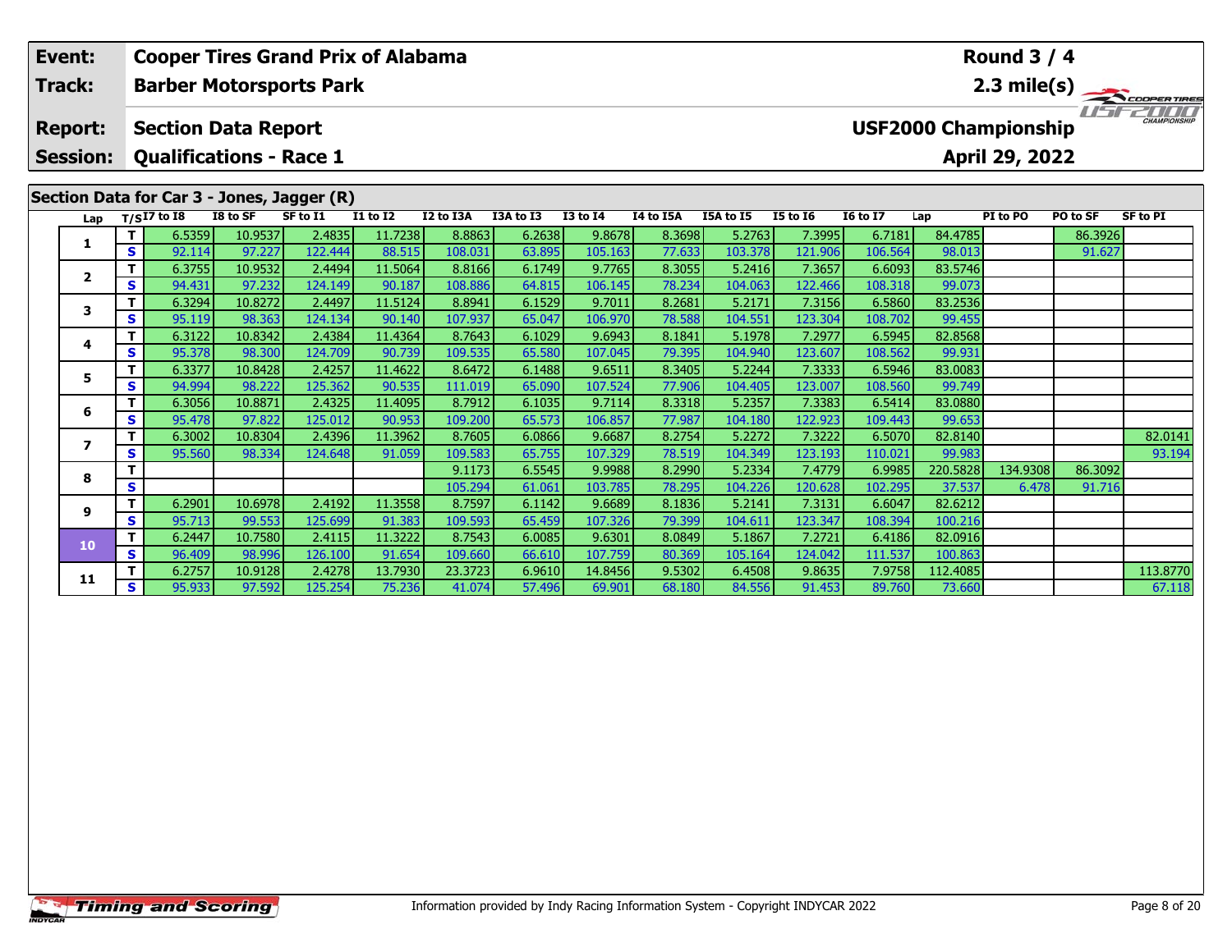| Event: | Cooper Tires Grand Prix of Alabama | Round 3 / 4 |
|---|---|---|
| Track: | Barber Motorsports Park | 2.3 mile(s) |
| Report: | Section Data Report | USF2000 Championship |
| Session: | Qualifications - Race 1 | April 29, 2022 |

## Section Data for Car 3 - Jones, Jagger (R)

| Lap | T/S | I7 to I8 | I8 to SF | SF to I1 | I1 to I2 | I2 to I3A | I3A to I3 | I3 to I4 | I4 to I5A | I5A to I5 | I5 to I6 | I6 to I7 | Lap | PI to PO | PO to SF | SF to PI |
|---|---|---|---|---|---|---|---|---|---|---|---|---|---|---|---|---|
| 1 | T | 6.5359 | 10.9537 | 2.4835 | 11.7238 | 8.8863 | 6.2638 | 9.8678 | 8.3698 | 5.2763 | 7.3995 | 6.7181 | 84.4785 | | 86.3926 | |
| | S | 92.114 | 97.227 | 122.444 | 88.515 | 108.031 | 63.895 | 105.163 | 77.633 | 103.378 | 121.906 | 106.564 | 98.013 | | 91.627 | |
| 2 | T | 6.3755 | 10.9532 | 2.4494 | 11.5064 | 8.8166 | 6.1749 | 9.7765 | 8.3055 | 5.2416 | 7.3657 | 6.6093 | 83.5746 | | | |
| | S | 94.431 | 97.232 | 124.149 | 90.187 | 108.886 | 64.815 | 106.145 | 78.234 | 104.063 | 122.466 | 108.318 | 99.073 | | | |
| 3 | T | 6.3294 | 10.8272 | 2.4497 | 11.5124 | 8.8941 | 6.1529 | 9.7011 | 8.2681 | 5.2171 | 7.3156 | 6.5860 | 83.2536 | | | |
| | S | 95.119 | 98.363 | 124.134 | 90.140 | 107.937 | 65.047 | 106.970 | 78.588 | 104.551 | 123.304 | 108.702 | 99.455 | | | |
| 4 | T | 6.3122 | 10.8342 | 2.4384 | 11.4364 | 8.7643 | 6.1029 | 9.6943 | 8.1841 | 5.1978 | 7.2977 | 6.5945 | 82.8568 | | | |
| | S | 95.378 | 98.300 | 124.709 | 90.739 | 109.535 | 65.580 | 107.045 | 79.395 | 104.940 | 123.607 | 108.562 | 99.931 | | | |
| 5 | T | 6.3377 | 10.8428 | 2.4257 | 11.4622 | 8.6472 | 6.1488 | 9.6511 | 8.3405 | 5.2244 | 7.3333 | 6.5946 | 83.0083 | | | |
| | S | 94.994 | 98.222 | 125.362 | 90.535 | 111.019 | 65.090 | 107.524 | 77.906 | 104.405 | 123.007 | 108.560 | 99.749 | | | |
| 6 | T | 6.3056 | 10.8871 | 2.4325 | 11.4095 | 8.7912 | 6.1035 | 9.7114 | 8.3318 | 5.2357 | 7.3383 | 6.5414 | 83.0880 | | | |
| | S | 95.478 | 97.822 | 125.012 | 90.953 | 109.200 | 65.573 | 106.857 | 77.987 | 104.180 | 122.923 | 109.443 | 99.653 | | | |
| 7 | T | 6.3002 | 10.8304 | 2.4396 | 11.3962 | 8.7605 | 6.0866 | 9.6687 | 8.2754 | 5.2272 | 7.3222 | 6.5070 | 82.8140 | | | 82.0141 |
| | S | 95.560 | 98.334 | 124.648 | 91.059 | 109.583 | 65.755 | 107.329 | 78.519 | 104.349 | 123.193 | 110.021 | 99.983 | | | 93.194 |
| 8 | T | | | | | 9.1173 | 6.5545 | 9.9988 | 8.2990 | 5.2334 | 7.4779 | 6.9985 | 220.5828 | 134.9308 | 86.3092 | |
| | S | | | | | 105.294 | 61.061 | 103.785 | 78.295 | 104.226 | 120.628 | 102.295 | 37.537 | 6.478 | 91.716 | |
| 9 | T | 6.2901 | 10.6978 | 2.4192 | 11.3558 | 8.7597 | 6.1142 | 9.6689 | 8.1836 | 5.2141 | 7.3131 | 6.6047 | 82.6212 | | | |
| | S | 95.713 | 99.553 | 125.699 | 91.383 | 109.593 | 65.459 | 107.326 | 79.399 | 104.611 | 123.347 | 108.394 | 100.216 | | | |
| 10 | T | 6.2447 | 10.7580 | 2.4115 | 11.3222 | 8.7543 | 6.0085 | 9.6301 | 8.0849 | 5.1867 | 7.2721 | 6.4186 | 82.0916 | | | |
| | S | 96.409 | 98.996 | 126.100 | 91.654 | 109.660 | 66.610 | 107.759 | 80.369 | 105.164 | 124.042 | 111.537 | 100.863 | | | |
| 11 | T | 6.2757 | 10.9128 | 2.4278 | 13.7930 | 23.3723 | 6.9610 | 14.8456 | 9.5302 | 6.4508 | 9.8635 | 7.9758 | 112.4085 | | | 113.8770 |
| | S | 95.933 | 97.592 | 125.254 | 75.236 | 41.074 | 57.496 | 69.901 | 68.180 | 84.556 | 91.453 | 89.760 | 73.660 | | | 67.118 |

Information provided by Indy Racing Information System - Copyright INDYCAR 2022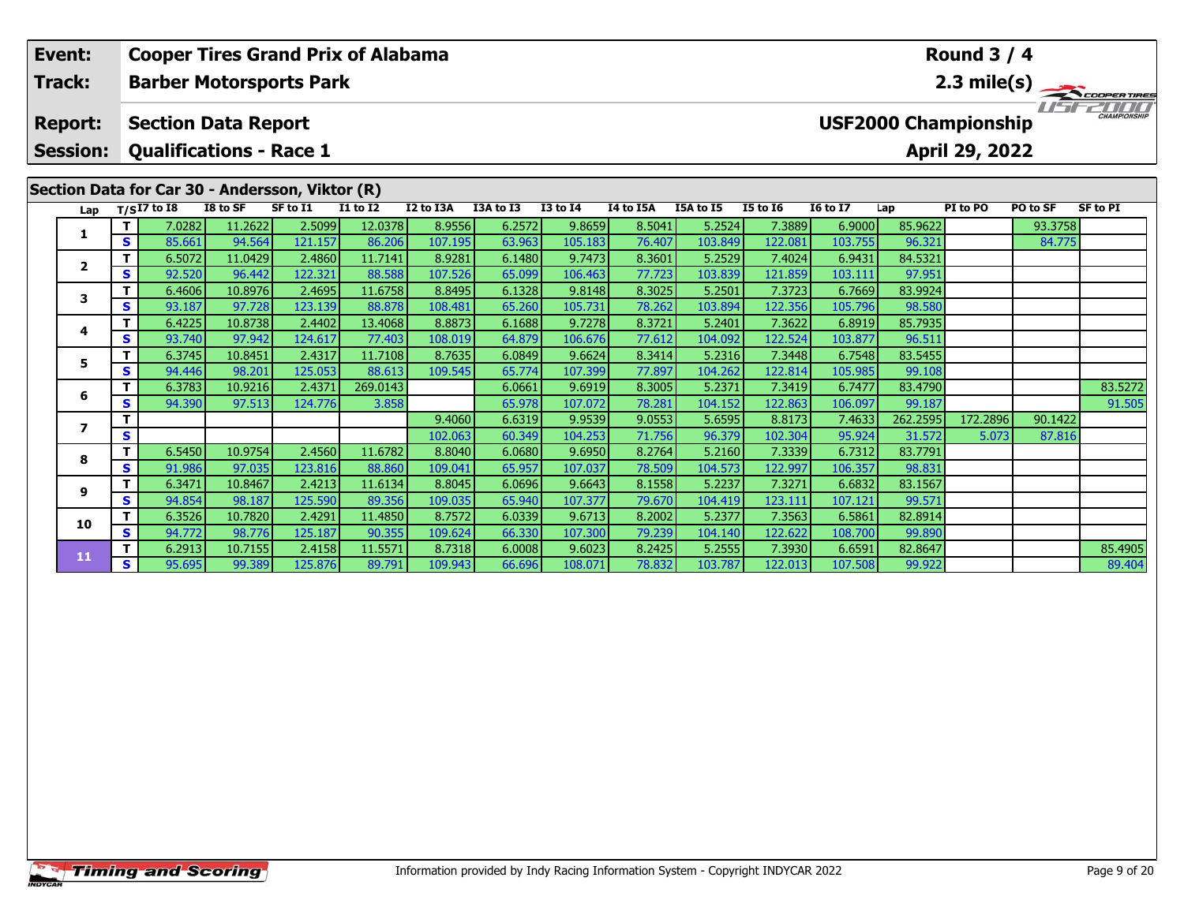| Event: | Cooper Tires Grand Prix of Alabama | Round 3 / 4 |
|---|---|---|
| Track: | Barber Motorsports Park | 2.3 mile(s) |
| Report: | Section Data Report | USF2000 Championship |
| Session: | Qualifications - Race 1 | April 29, 2022 |

## Section Data for Car 30 - Andersson, Viktor (R)

| Lap | T/S | I7 to I8 | I8 to SF | SF to I1 | I1 to I2 | I2 to I3A | I3A to I3 | I3 to I4 | I4 to I5A | I5A to I5 | I5 to I6 | I6 to I7 | Lap | PI to PO | PO to SF | SF to PI |
|---|---|---|---|---|---|---|---|---|---|---|---|---|---|---|---|---|
| 1 | T | 7.0282 | 11.2622 | 2.5099 | 12.0378 | 8.9556 | 6.2572 | 9.8659 | 8.5041 | 5.2524 | 7.3889 | 6.9000 | 85.9622 | | 93.3758 | |
| | S | 85.661 | 94.564 | 121.157 | 86.206 | 107.195 | 63.963 | 105.183 | 76.407 | 103.849 | 122.081 | 103.755 | 96.321 | | 84.775 | |
| 2 | T | 6.5072 | 11.0429 | 2.4860 | 11.7141 | 8.9281 | 6.1480 | 9.7473 | 8.3601 | 5.2529 | 7.4024 | 6.9431 | 84.5321 | | | |
| | S | 92.520 | 96.442 | 122.321 | 88.588 | 107.526 | 65.099 | 106.463 | 77.723 | 103.839 | 121.859 | 103.111 | 97.951 | | | |
| 3 | T | 6.4606 | 10.8976 | 2.4695 | 11.6758 | 8.8495 | 6.1328 | 9.8148 | 8.3025 | 5.2501 | 7.3723 | 6.7669 | 83.9924 | | | |
| | S | 93.187 | 97.728 | 123.139 | 88.878 | 108.481 | 65.260 | 105.731 | 78.262 | 103.894 | 122.356 | 105.796 | 98.580 | | | |
| 4 | T | 6.4225 | 10.8738 | 2.4402 | 13.4068 | 8.8873 | 6.1688 | 9.7278 | 8.3721 | 5.2401 | 7.3622 | 6.8919 | 85.7935 | | | |
| | S | 93.740 | 97.942 | 124.617 | 77.403 | 108.019 | 64.879 | 106.676 | 77.612 | 104.092 | 122.524 | 103.877 | 96.511 | | | |
| 5 | T | 6.3745 | 10.8451 | 2.4317 | 11.7108 | 8.7635 | 6.0849 | 9.6624 | 8.3414 | 5.2316 | 7.3448 | 6.7548 | 83.5455 | | | |
| | S | 94.446 | 98.201 | 125.053 | 88.613 | 109.545 | 65.774 | 107.399 | 77.897 | 104.262 | 122.814 | 105.985 | 99.108 | | | |
| 6 | T | 6.3783 | 10.9216 | 2.4371 | 269.0143 | | 6.0661 | 9.6919 | 8.3005 | 5.2371 | 7.3419 | 6.7477 | 83.4790 | | | 83.5272 |
| | S | 94.390 | 97.513 | 124.776 | 3.858 | | 65.978 | 107.072 | 78.281 | 104.152 | 122.863 | 106.097 | 99.187 | | | 91.505 |
| 7 | T | | | | | 9.4060 | 6.6319 | 9.9539 | 9.0553 | 5.6595 | 8.8173 | 7.4633 | 262.2595 | 172.2896 | 90.1422 | |
| | S | | | | | 102.063 | 60.349 | 104.253 | 71.756 | 96.379 | 102.304 | 95.924 | 31.572 | 5.073 | 87.816 | |
| 8 | T | 6.5450 | 10.9754 | 2.4560 | 11.6782 | 8.8040 | 6.0680 | 9.6950 | 8.2764 | 5.2160 | 7.3339 | 6.7312 | 83.7791 | | | |
| | S | 91.986 | 97.035 | 123.816 | 88.860 | 109.041 | 65.957 | 107.037 | 78.509 | 104.573 | 122.997 | 106.357 | 98.831 | | | |
| 9 | T | 6.3471 | 10.8467 | 2.4213 | 11.6134 | 8.8045 | 6.0696 | 9.6643 | 8.1558 | 5.2237 | 7.3271 | 6.6832 | 83.1567 | | | |
| | S | 94.854 | 98.187 | 125.590 | 89.356 | 109.035 | 65.940 | 107.377 | 79.670 | 104.419 | 123.111 | 107.121 | 99.571 | | | |
| 10 | T | 6.3526 | 10.7820 | 2.4291 | 11.4850 | 8.7572 | 6.0339 | 9.6713 | 8.2002 | 5.2377 | 7.3563 | 6.5861 | 82.8914 | | | |
| | S | 94.772 | 98.776 | 125.187 | 90.355 | 109.624 | 66.330 | 107.300 | 79.239 | 104.140 | 122.622 | 108.700 | 99.890 | | | |
| 11 | T | 6.2913 | 10.7155 | 2.4158 | 11.5571 | 8.7318 | 6.0008 | 9.6023 | 8.2425 | 5.2555 | 7.3930 | 6.6591 | 82.8647 | | | 85.4905 |
| | S | 95.695 | 99.389 | 125.876 | 89.791 | 109.943 | 66.696 | 108.071 | 78.832 | 103.787 | 122.013 | 107.508 | 99.922 | | | 89.404 |

Information provided by Indy Racing Information System - Copyright INDYCAR 2022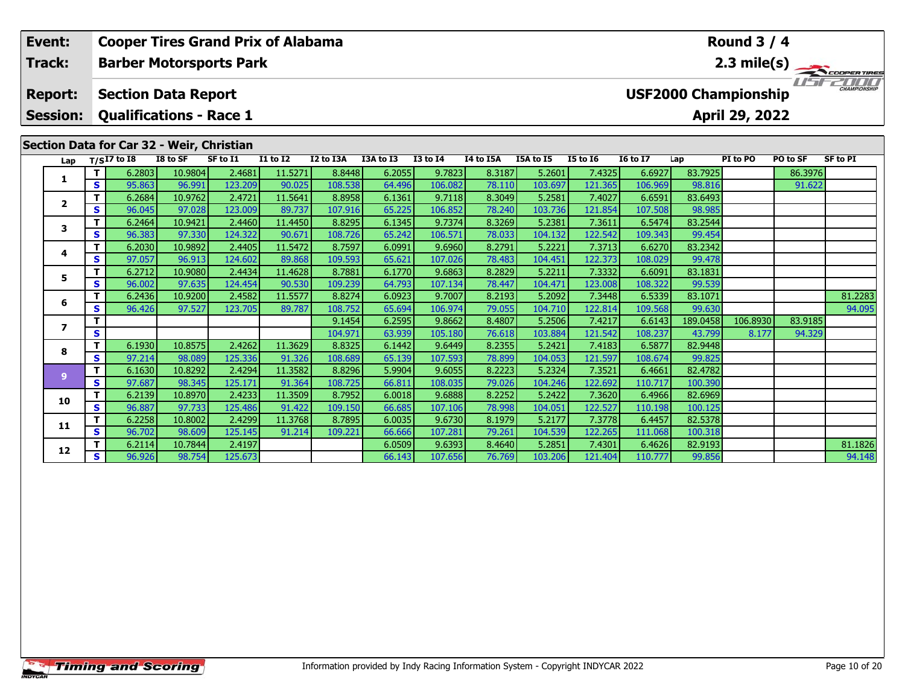| Event: | Cooper Tires Grand Prix of Alabama | Round 3 / 4 |
|---|---|---|
| Track: | Barber Motorsports Park | 2.3 mile(s) |
| Report: | Section Data Report | USF2000 Championship |
| Session: | Qualifications - Race 1 | April 29, 2022 |

## Section Data for Car 32 - Weir, Christian

| Lap | T/S | I7 to I8 | I8 to SF | SF to I1 | I1 to I2 | I2 to I3A | I3A to I3 | I3 to I4 | I4 to I5A | I5A to I5 | I5 to I6 | I6 to I7 | Lap | PI to PO | PO to SF | SF to PI |
|---|---|---|---|---|---|---|---|---|---|---|---|---|---|---|---|---|
| 1 | T | 6.2803 | 10.9804 | 2.4681 | 11.5271 | 8.8448 | 6.2055 | 9.7823 | 8.3187 | 5.2601 | 7.4325 | 6.6927 | 83.7925 | | 86.3976 | |
| | S | 95.863 | 96.991 | 123.209 | 90.025 | 108.538 | 64.496 | 106.082 | 78.110 | 103.697 | 121.365 | 106.969 | 98.816 | | 91.622 | |
| 2 | T | 6.2684 | 10.9762 | 2.4721 | 11.5641 | 8.8958 | 6.1361 | 9.7118 | 8.3049 | 5.2581 | 7.4027 | 6.6591 | 83.6493 | | | |
| | S | 96.045 | 97.028 | 123.009 | 89.737 | 107.916 | 65.225 | 106.852 | 78.240 | 103.736 | 121.854 | 107.508 | 98.985 | | | |
| 3 | T | 6.2464 | 10.9421 | 2.4460 | 11.4450 | 8.8295 | 6.1345 | 9.7374 | 8.3269 | 5.2381 | 7.3611 | 6.5474 | 83.2544 | | | |
| | S | 96.383 | 97.330 | 124.322 | 90.671 | 108.726 | 65.242 | 106.571 | 78.033 | 104.132 | 122.542 | 109.343 | 99.454 | | | |
| 4 | T | 6.2030 | 10.9892 | 2.4405 | 11.5472 | 8.7597 | 6.0991 | 9.6960 | 8.2791 | 5.2221 | 7.3713 | 6.6270 | 83.2342 | | | |
| | S | 97.057 | 96.913 | 124.602 | 89.868 | 109.593 | 65.621 | 107.026 | 78.483 | 104.451 | 122.373 | 108.029 | 99.478 | | | |
| 5 | T | 6.2712 | 10.9080 | 2.4434 | 11.4628 | 8.7881 | 6.1770 | 9.6863 | 8.2829 | 5.2211 | 7.3332 | 6.6091 | 83.1831 | | | |
| | S | 96.002 | 97.635 | 124.454 | 90.530 | 109.239 | 64.793 | 107.134 | 78.447 | 104.471 | 123.008 | 108.322 | 99.539 | | | |
| 6 | T | 6.2436 | 10.9200 | 2.4582 | 11.5577 | 8.8274 | 6.0923 | 9.7007 | 8.2193 | 5.2092 | 7.3448 | 6.5339 | 83.1071 | | | 81.2283 |
| | S | 96.426 | 97.527 | 123.705 | 89.787 | 108.752 | 65.694 | 106.974 | 79.055 | 104.710 | 122.814 | 109.568 | 99.630 | | | 94.095 |
| 7 | T | | | | | 9.1454 | 6.2595 | 9.8662 | 8.4807 | 5.2506 | 7.4217 | 6.6143 | 189.0458 | 106.8930 | 83.9185 | |
| | S | | | | | 104.971 | 63.939 | 105.180 | 76.618 | 103.884 | 121.542 | 108.237 | 43.799 | 8.177 | 94.329 | |
| 8 | T | 6.1930 | 10.8575 | 2.4262 | 11.3629 | 8.8325 | 6.1442 | 9.6449 | 8.2355 | 5.2421 | 7.4183 | 6.5877 | 82.9448 | | | |
| | S | 97.214 | 98.089 | 125.336 | 91.326 | 108.689 | 65.139 | 107.593 | 78.899 | 104.053 | 121.597 | 108.674 | 99.825 | | | |
| 9 | T | 6.1630 | 10.8292 | 2.4294 | 11.3582 | 8.8296 | 5.9904 | 9.6055 | 8.2223 | 5.2324 | 7.3521 | 6.4661 | 82.4782 | | | |
| | S | 97.687 | 98.345 | 125.171 | 91.364 | 108.725 | 66.811 | 108.035 | 79.026 | 104.246 | 122.692 | 110.717 | 100.390 | | | |
| 10 | T | 6.2139 | 10.8970 | 2.4233 | 11.3509 | 8.7952 | 6.0018 | 9.6888 | 8.2252 | 5.2422 | 7.3620 | 6.4966 | 82.6969 | | | |
| | S | 96.887 | 97.733 | 125.486 | 91.422 | 109.150 | 66.685 | 107.106 | 78.998 | 104.051 | 122.527 | 110.198 | 100.125 | | | |
| 11 | T | 6.2258 | 10.8002 | 2.4299 | 11.3768 | 8.7895 | 6.0035 | 9.6730 | 8.1979 | 5.2177 | 7.3778 | 6.4457 | 82.5378 | | | |
| | S | 96.702 | 98.609 | 125.145 | 91.214 | 109.221 | 66.666 | 107.281 | 79.261 | 104.539 | 122.265 | 111.068 | 100.318 | | | |
| 12 | T | 6.2114 | 10.7844 | 2.4197 | | | 6.0509 | 9.6393 | 8.4640 | 5.2851 | 7.4301 | 6.4626 | 82.9193 | | | 81.1826 |
| | S | 96.926 | 98.754 | 125.673 | | | 66.143 | 107.656 | 76.769 | 103.206 | 121.404 | 110.777 | 99.856 | | | 94.148 |

Information provided by Indy Racing Information System - Copyright INDYCAR 2022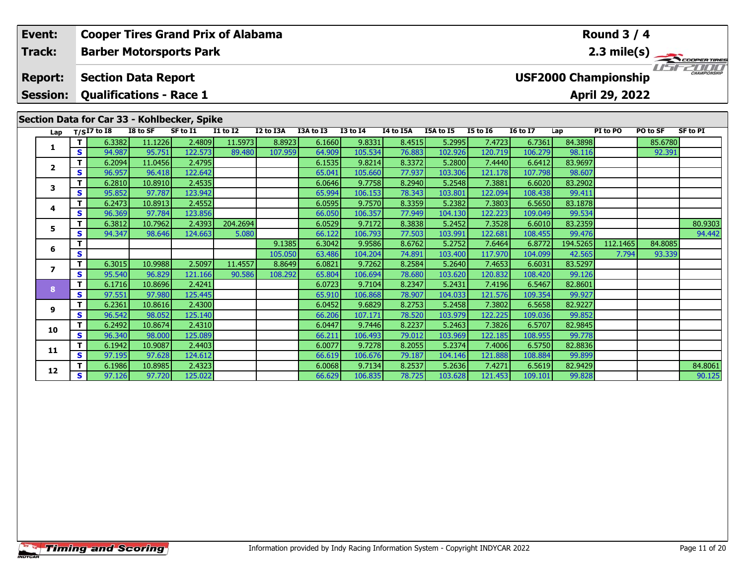| Event: | Cooper Tires Grand Prix of Alabama | Round 3 / 4 |
|---|---|---|
| Track: | Barber Motorsports Park | 2.3 mile(s) |
| Report: | Section Data Report | USF2000 Championship |
| Session: | Qualifications - Race 1 | April 29, 2022 |

## Section Data for Car 33 - Kohlbecker, Spike

| Lap | T/S | I7 to I8 | I8 to SF | SF to I1 | I1 to I2 | I2 to I3A | I3A to I3 | I3 to I4 | I4 to I5A | I5A to I5 | I5 to I6 | I6 to I7 | Lap | PI to PO | PO to SF | SF to PI |
|---|---|---|---|---|---|---|---|---|---|---|---|---|---|---|---|---|
| 1 | T | 6.3382 | 11.1226 | 2.4809 | 11.5973 | 8.8923 | 6.1660 | 9.8331 | 8.4515 | 5.2995 | 7.4723 | 6.7361 | 84.3898 | | 85.6780 | |
| | S | 94.987 | 95.751 | 122.573 | 89.480 | 107.959 | 64.909 | 105.534 | 76.883 | 102.926 | 120.719 | 106.279 | 98.116 | | 92.391 | |
| 2 | T | 6.2094 | 11.0456 | 2.4795 | | | 6.1535 | 9.8214 | 8.3372 | 5.2800 | 7.4440 | 6.6412 | 83.9697 | | | |
| | S | 96.957 | 96.418 | 122.642 | | | 65.041 | 105.660 | 77.937 | 103.306 | 121.178 | 107.798 | 98.607 | | | |
| 3 | T | 6.2810 | 10.8910 | 2.4535 | | | 6.0646 | 9.7758 | 8.2940 | 5.2548 | 7.3881 | 6.6020 | 83.2902 | | | |
| | S | 95.852 | 97.787 | 123.942 | | | 65.994 | 106.153 | 78.343 | 103.801 | 122.094 | 108.438 | 99.411 | | | |
| 4 | T | 6.2473 | 10.8913 | 2.4552 | | | 6.0595 | 9.7570 | 8.3359 | 5.2382 | 7.3803 | 6.5650 | 83.1878 | | | |
| | S | 96.369 | 97.784 | 123.856 | | | 66.050 | 106.357 | 77.949 | 104.130 | 122.223 | 109.049 | 99.534 | | | |
| 5 | T | 6.3812 | 10.7962 | 2.4393 | 204.2694 | | 6.0529 | 9.7172 | 8.3838 | 5.2452 | 7.3528 | 6.6010 | 83.2359 | | | 80.9303 |
| | S | 94.347 | 98.646 | 124.663 | 5.080 | | 66.122 | 106.793 | 77.503 | 103.991 | 122.681 | 108.455 | 99.476 | | | 94.442 |
| 6 | T | | | | | 9.1385 | 6.3042 | 9.9586 | 8.6762 | 5.2752 | 7.6464 | 6.8772 | 194.5265 | 112.1465 | 84.8085 | |
| | S | | | | | 105.050 | 63.486 | 104.204 | 74.891 | 103.400 | 117.970 | 104.099 | 42.565 | 7.794 | 93.339 | |
| 7 | T | 6.3015 | 10.9988 | 2.5097 | 11.4557 | 8.8649 | 6.0821 | 9.7262 | 8.2584 | 5.2640 | 7.4653 | 6.6031 | 83.5297 | | | |
| | S | 95.540 | 96.829 | 121.166 | 90.586 | 108.292 | 65.804 | 106.694 | 78.680 | 103.620 | 120.832 | 108.420 | 99.126 | | | |
| 8 | T | 6.1716 | 10.8696 | 2.4241 | | | 6.0723 | 9.7104 | 8.2347 | 5.2431 | 7.4196 | 6.5467 | 82.8601 | | | |
| | S | 97.551 | 97.980 | 125.445 | | | 65.910 | 106.868 | 78.907 | 104.033 | 121.576 | 109.354 | 99.927 | | | |
| 9 | T | 6.2361 | 10.8616 | 2.4300 | | | 6.0452 | 9.6829 | 8.2753 | 5.2458 | 7.3802 | 6.5658 | 82.9227 | | | |
| | S | 96.542 | 98.052 | 125.140 | | | 66.206 | 107.171 | 78.520 | 103.979 | 122.225 | 109.036 | 99.852 | | | |
| 10 | T | 6.2492 | 10.8674 | 2.4310 | | | 6.0447 | 9.7446 | 8.2237 | 5.2463 | 7.3826 | 6.5707 | 82.9845 | | | |
| | S | 96.340 | 98.000 | 125.089 | | | 66.211 | 106.493 | 79.012 | 103.969 | 122.185 | 108.955 | 99.778 | | | |
| 11 | T | 6.1942 | 10.9087 | 2.4403 | | | 6.0077 | 9.7278 | 8.2055 | 5.2374 | 7.4006 | 6.5750 | 82.8836 | | | |
| | S | 97.195 | 97.628 | 124.612 | | | 66.619 | 106.676 | 79.187 | 104.146 | 121.888 | 108.884 | 99.899 | | | |
| 12 | T | 6.1986 | 10.8985 | 2.4323 | | | 6.0068 | 9.7134 | 8.2537 | 5.2636 | 7.4271 | 6.5619 | 82.9429 | | | 84.8061 |
| | S | 97.126 | 97.720 | 125.022 | | | 66.629 | 106.835 | 78.725 | 103.628 | 121.453 | 109.101 | 99.828 | | | 90.125 |

Information provided by Indy Racing Information System - Copyright INDYCAR 2022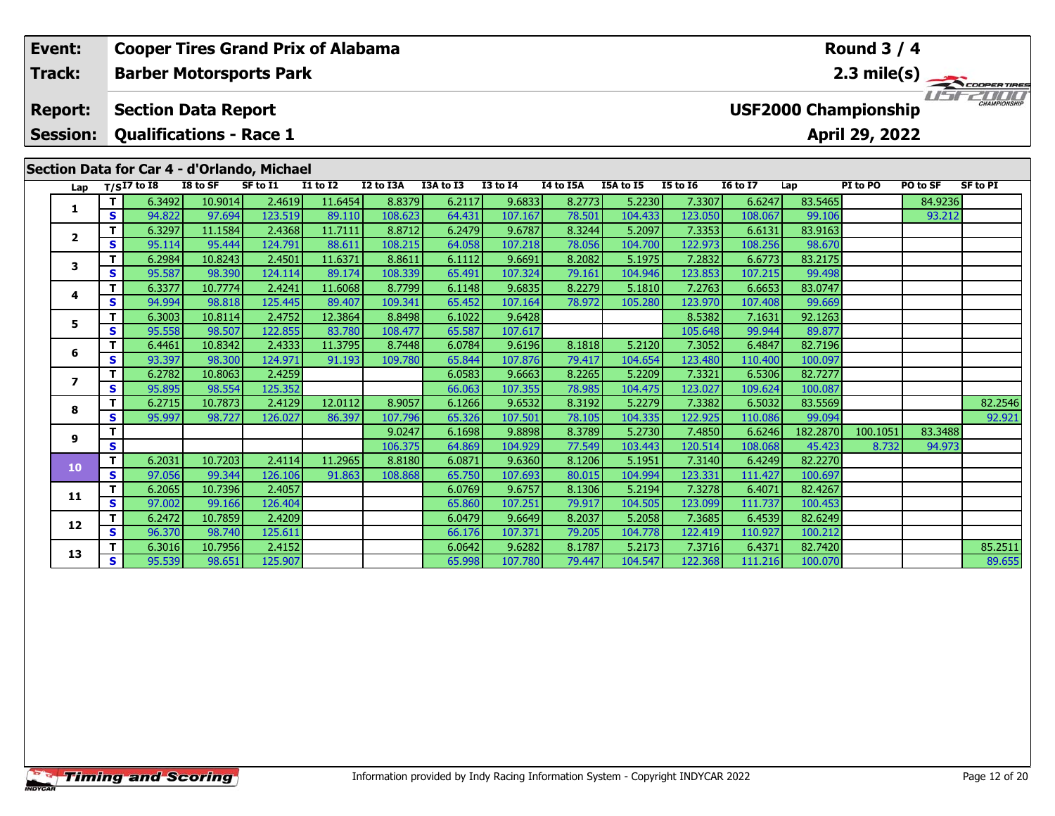| Event: | Cooper Tires Grand Prix of Alabama | Round 3 / 4 |
|---|---|---|
| Track: | Barber Motorsports Park | 2.3 mile(s) |
| Report: | Section Data Report | USF2000 Championship |
| Session: | Qualifications - Race 1 | April 29, 2022 |

## Section Data for Car 4 - d'Orlando, Michael

| Lap | T/S | I7 to I8 | I8 to SF | SF to I1 | I1 to I2 | I2 to I3A | I3A to I3 | I3 to I4 | I4 to I5A | I5A to I5 | I5 to I6 | I6 to I7 | Lap | PI to PO | PO to SF | SF to PI |
|---|---|---|---|---|---|---|---|---|---|---|---|---|---|---|---|---|
| 1 | T | 6.3492 | 10.9014 | 2.4619 | 11.6454 | 8.8379 | 6.2117 | 9.6833 | 8.2773 | 5.2230 | 7.3307 | 6.6247 | 83.5465 | | 84.9236 | |
| | S | 94.822 | 97.694 | 123.519 | 89.110 | 108.623 | 64.431 | 107.167 | 78.501 | 104.433 | 123.050 | 108.067 | 99.106 | | 93.212 | |
| 2 | T | 6.3297 | 11.1584 | 2.4368 | 11.7111 | 8.8712 | 6.2479 | 9.6787 | 8.3244 | 5.2097 | 7.3353 | 6.6131 | 83.9163 | | | |
| | S | 95.114 | 95.444 | 124.791 | 88.611 | 108.215 | 64.058 | 107.218 | 78.056 | 104.700 | 122.973 | 108.256 | 98.670 | | | |
| 3 | T | 6.2984 | 10.8243 | 2.4501 | 11.6371 | 8.8611 | 6.1112 | 9.6691 | 8.2082 | 5.1975 | 7.2832 | 6.6773 | 83.2175 | | | |
| | S | 95.587 | 98.390 | 124.114 | 89.174 | 108.339 | 65.491 | 107.324 | 79.161 | 104.946 | 123.853 | 107.215 | 99.498 | | | |
| 4 | T | 6.3377 | 10.7774 | 2.4241 | 11.6068 | 8.7799 | 6.1148 | 9.6835 | 8.2279 | 5.1810 | 7.2763 | 6.6653 | 83.0747 | | | |
| | S | 94.994 | 98.818 | 125.445 | 89.407 | 109.341 | 65.452 | 107.164 | 78.972 | 105.280 | 123.970 | 107.408 | 99.669 | | | |
| 5 | T | 6.3003 | 10.8114 | 2.4752 | 12.3864 | 8.8498 | 6.1022 | 9.6428 | | | 8.5382 | 7.1631 | 92.1263 | | | |
| | S | 95.558 | 98.507 | 122.855 | 83.780 | 108.477 | 65.587 | 107.617 | | | 105.648 | 99.944 | 89.877 | | | |
| 6 | T | 6.4461 | 10.8342 | 2.4333 | 11.3795 | 8.7448 | 6.0784 | 9.6196 | 8.1818 | 5.2120 | 7.3052 | 6.4847 | 82.7196 | | | |
| | S | 93.397 | 98.300 | 124.971 | 91.193 | 109.780 | 65.844 | 107.876 | 79.417 | 104.654 | 123.480 | 110.400 | 100.097 | | | |
| 7 | T | 6.2782 | 10.8063 | 2.4259 | | | 6.0583 | 9.6663 | 8.2265 | 5.2209 | 7.3321 | 6.5306 | 82.7277 | | | |
| | S | 95.895 | 98.554 | 125.352 | | | 66.063 | 107.355 | 78.985 | 104.475 | 123.027 | 109.624 | 100.087 | | | |
| 8 | T | 6.2715 | 10.7873 | 2.4129 | 12.0112 | 8.9057 | 6.1266 | 9.6532 | 8.3192 | 5.2279 | 7.3382 | 6.5032 | 83.5569 | | | 82.2546 |
| | S | 95.997 | 98.727 | 126.027 | 86.397 | 107.796 | 65.326 | 107.501 | 78.105 | 104.335 | 122.925 | 110.086 | 99.094 | | | 92.921 |
| 9 | T | | | | | 9.0247 | 6.1698 | 9.8898 | 8.3789 | 5.2730 | 7.4850 | 6.6246 | 182.2870 | 100.1051 | 83.3488 | |
| | S | | | | | 106.375 | 64.869 | 104.929 | 77.549 | 103.443 | 120.514 | 108.068 | 45.423 | 8.732 | 94.973 | |
| 10 | T | 6.2031 | 10.7203 | 2.4114 | 11.2965 | 8.8180 | 6.0871 | 9.6360 | 8.1206 | 5.1951 | 7.3140 | 6.4249 | 82.2270 | | | |
| | S | 97.056 | 99.344 | 126.106 | 91.863 | 108.868 | 65.750 | 107.693 | 80.015 | 104.994 | 123.331 | 111.427 | 100.697 | | | |
| 11 | T | 6.2065 | 10.7396 | 2.4057 | | | 6.0769 | 9.6757 | 8.1306 | 5.2194 | 7.3278 | 6.4071 | 82.4267 | | | |
| | S | 97.002 | 99.166 | 126.404 | | | 65.860 | 107.251 | 79.917 | 104.505 | 123.099 | 111.737 | 100.453 | | | |
| 12 | T | 6.2472 | 10.7859 | 2.4209 | | | 6.0479 | 9.6649 | 8.2037 | 5.2058 | 7.3685 | 6.4539 | 82.6249 | | | |
| | S | 96.370 | 98.740 | 125.611 | | | 66.176 | 107.371 | 79.205 | 104.778 | 122.419 | 110.927 | 100.212 | | | |
| 13 | T | 6.3016 | 10.7956 | 2.4152 | | | 6.0642 | 9.6282 | 8.1787 | 5.2173 | 7.3716 | 6.4371 | 82.7420 | | | 85.2511 |
| | S | 95.539 | 98.651 | 125.907 | | | 65.998 | 107.780 | 79.447 | 104.547 | 122.368 | 111.216 | 100.070 | | | 89.655 |

Information provided by Indy Racing Information System - Copyright INDYCAR 2022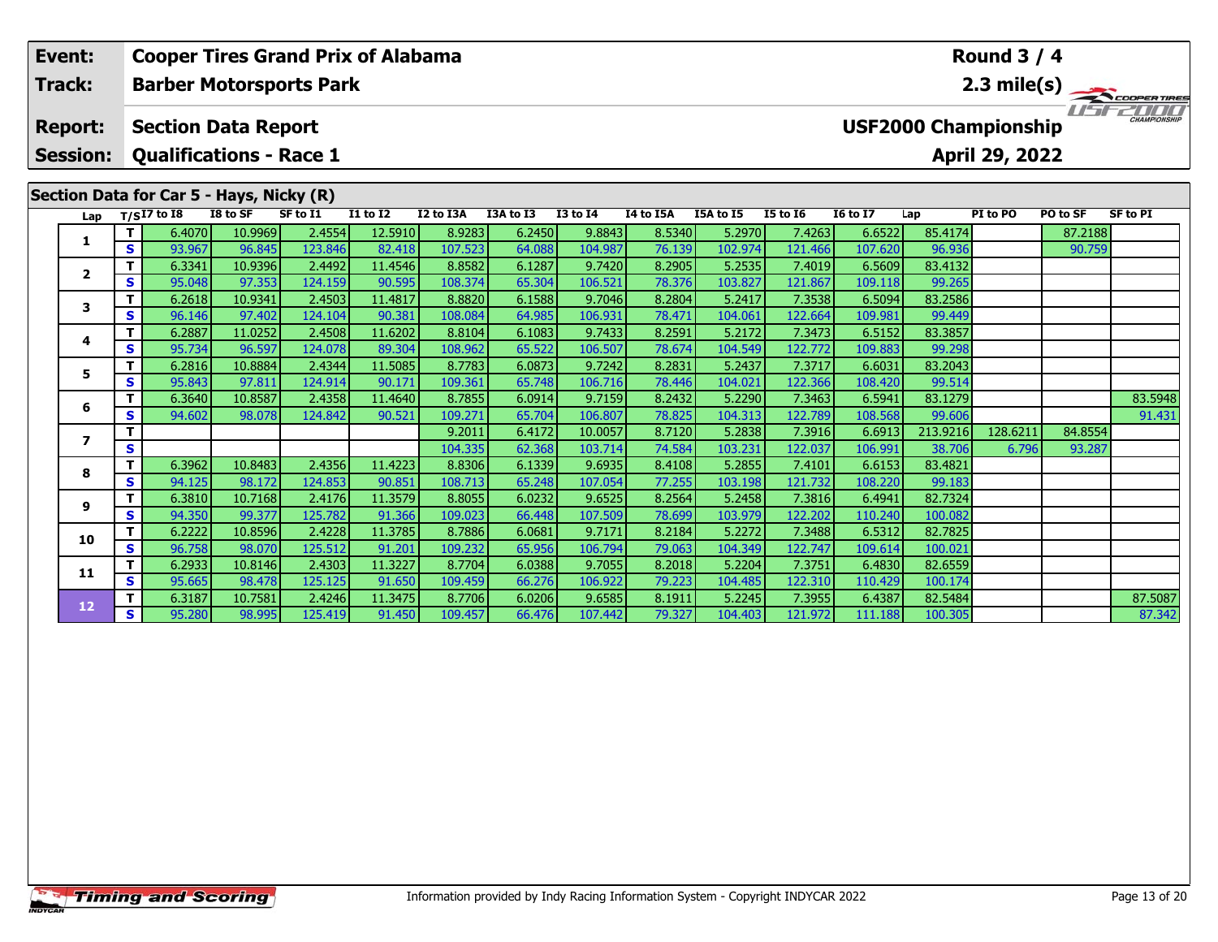| Event: | Cooper Tires Grand Prix of Alabama | Round 3 / 4 |
|---|---|---|
| Track: | Barber Motorsports Park | 2.3 mile(s) |
| Report: | Section Data Report | USF2000 Championship |
| Session: | Qualifications - Race 1 | April 29, 2022 |

## Section Data for Car 5 - Hays, Nicky (R)

| Lap | T/S | I7 to I8 | I8 to SF | SF to I1 | I1 to I2 | I2 to I3A | I3A to I3 | I3 to I4 | I4 to I5A | I5A to I5 | I5 to I6 | I6 to I7 | Lap | PI to PO | PO to SF | SF to PI |
|---|---|---|---|---|---|---|---|---|---|---|---|---|---|---|---|---|
| 1 | T | 6.4070 | 10.9969 | 2.4554 | 12.5910 | 8.9283 | 6.2450 | 9.8843 | 8.5340 | 5.2970 | 7.4263 | 6.6522 | 85.4174 | | 87.2188 | |
| | S | 93.967 | 96.845 | 123.846 | 82.418 | 107.523 | 64.088 | 104.987 | 76.139 | 102.974 | 121.466 | 107.620 | 96.936 | | 90.759 | |
| 2 | T | 6.3341 | 10.9396 | 2.4492 | 11.4546 | 8.8582 | 6.1287 | 9.7420 | 8.2905 | 5.2535 | 7.4019 | 6.5609 | 83.4132 | | | |
| | S | 95.048 | 97.353 | 124.159 | 90.595 | 108.374 | 65.304 | 106.521 | 78.376 | 103.827 | 121.867 | 109.118 | 99.265 | | | |
| 3 | T | 6.2618 | 10.9341 | 2.4503 | 11.4817 | 8.8820 | 6.1588 | 9.7046 | 8.2804 | 5.2417 | 7.3538 | 6.5094 | 83.2586 | | | |
| | S | 96.146 | 97.402 | 124.104 | 90.381 | 108.084 | 64.985 | 106.931 | 78.471 | 104.061 | 122.664 | 109.981 | 99.449 | | | |
| 4 | T | 6.2887 | 11.0252 | 2.4508 | 11.6202 | 8.8104 | 6.1083 | 9.7433 | 8.2591 | 5.2172 | 7.3473 | 6.5152 | 83.3857 | | | |
| | S | 95.734 | 96.597 | 124.078 | 89.304 | 108.962 | 65.522 | 106.507 | 78.674 | 104.549 | 122.772 | 109.883 | 99.298 | | | |
| 5 | T | 6.2816 | 10.8884 | 2.4344 | 11.5085 | 8.7783 | 6.0873 | 9.7242 | 8.2831 | 5.2437 | 7.3717 | 6.6031 | 83.2043 | | | |
| | S | 95.843 | 97.811 | 124.914 | 90.171 | 109.361 | 65.748 | 106.716 | 78.446 | 104.021 | 122.366 | 108.420 | 99.514 | | | |
| 6 | T | 6.3640 | 10.8587 | 2.4358 | 11.4640 | 8.7855 | 6.0914 | 9.7159 | 8.2432 | 5.2290 | 7.3463 | 6.5941 | 83.1279 | | | 83.5948 |
| | S | 94.602 | 98.078 | 124.842 | 90.521 | 109.271 | 65.704 | 106.807 | 78.825 | 104.313 | 122.789 | 108.568 | 99.606 | | | 91.431 |
| 7 | T | | | | | 9.2011 | 6.4172 | 10.0057 | 8.7120 | 5.2838 | 7.3916 | 6.6913 | 213.9216 | 128.6211 | 84.8554 | |
| | S | | | | | 104.335 | 62.368 | 103.714 | 74.584 | 103.231 | 122.037 | 106.991 | 38.706 | 6.796 | 93.287 | |
| 8 | T | 6.3962 | 10.8483 | 2.4356 | 11.4223 | 8.8306 | 6.1339 | 9.6935 | 8.4108 | 5.2855 | 7.4101 | 6.6153 | 83.4821 | | | |
| | S | 94.125 | 98.172 | 124.853 | 90.851 | 108.713 | 65.248 | 107.054 | 77.255 | 103.198 | 121.732 | 108.220 | 99.183 | | | |
| 9 | T | 6.3810 | 10.7168 | 2.4176 | 11.3579 | 8.8055 | 6.0232 | 9.6525 | 8.2564 | 5.2458 | 7.3816 | 6.4941 | 82.7324 | | | |
| | S | 94.350 | 99.377 | 125.782 | 91.366 | 109.023 | 66.448 | 107.509 | 78.699 | 103.979 | 122.202 | 110.240 | 100.082 | | | |
| 10 | T | 6.2222 | 10.8596 | 2.4228 | 11.3785 | 8.7886 | 6.0681 | 9.7171 | 8.2184 | 5.2272 | 7.3488 | 6.5312 | 82.7825 | | | |
| | S | 96.758 | 98.070 | 125.512 | 91.201 | 109.232 | 65.956 | 106.794 | 79.063 | 104.349 | 122.747 | 109.614 | 100.021 | | | |
| 11 | T | 6.2933 | 10.8146 | 2.4303 | 11.3227 | 8.7704 | 6.0388 | 9.7055 | 8.2018 | 5.2204 | 7.3751 | 6.4830 | 82.6559 | | | |
| | S | 95.665 | 98.478 | 125.125 | 91.650 | 109.459 | 66.276 | 106.922 | 79.223 | 104.485 | 122.310 | 110.429 | 100.174 | | | |
| 12 | T | 6.3187 | 10.7581 | 2.4246 | 11.3475 | 8.7706 | 6.0206 | 9.6585 | 8.1911 | 5.2245 | 7.3955 | 6.4387 | 82.5484 | | | 87.5087 |
| | S | 95.280 | 98.995 | 125.419 | 91.450 | 109.457 | 66.476 | 107.442 | 79.327 | 104.403 | 121.972 | 111.188 | 100.305 | | | 87.342 |

Information provided by Indy Racing Information System - Copyright INDYCAR 2022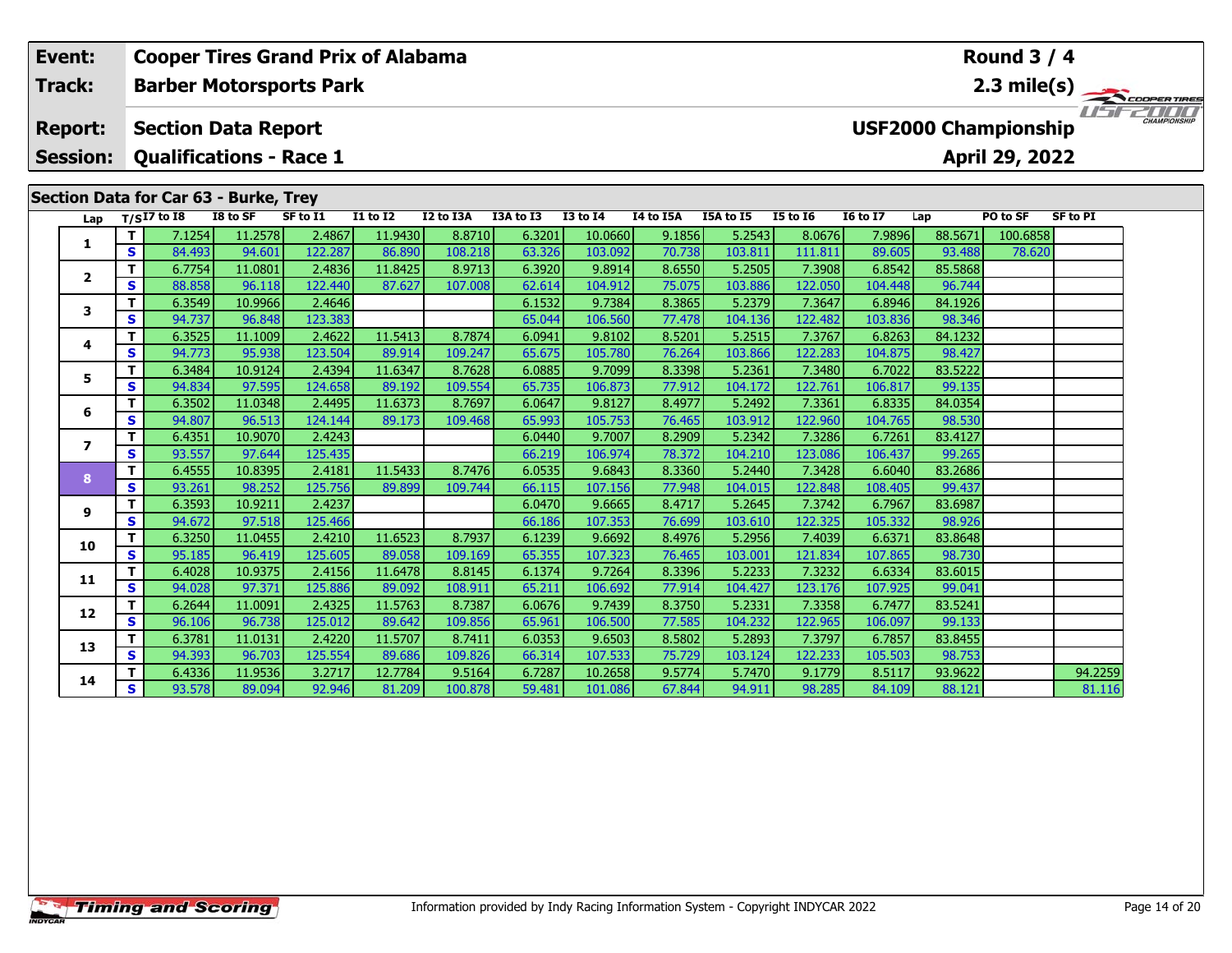| Event: | Cooper Tires Grand Prix of Alabama | Round 3 / 4 |
|---|---|---|
| Track: | Barber Motorsports Park | 2.3 mile(s) |
| Report: | Section Data Report | USF2000 Championship |
| Session: | Qualifications - Race 1 | April 29, 2022 |

## Section Data for Car 63 - Burke, Trey

| Lap | T/S | I7 to I8 | I8 to SF | SF to I1 | I1 to I2 | I2 to I3A | I3A to I3 | I3 to I4 | I4 to I5A | I5A to I5 | I5 to I6 | I6 to I7 | Lap | PO to SF | SF to PI |
|---|---|---|---|---|---|---|---|---|---|---|---|---|---|---|---|
| 1 | T | 7.1254 | 11.2578 | 2.4867 | 11.9430 | 8.8710 | 6.3201 | 10.0660 | 9.1856 | 5.2543 | 8.0676 | 7.9896 | 88.5671 | 100.6858 | |
| | S | 84.493 | 94.601 | 122.287 | 86.890 | 108.218 | 63.326 | 103.092 | 70.738 | 103.811 | 111.811 | 89.605 | 93.488 | 78.620 | |
| 2 | T | 6.7754 | 11.0801 | 2.4836 | 11.8425 | 8.9713 | 6.3920 | 9.8914 | 8.6550 | 5.2505 | 7.3908 | 6.8542 | 85.5868 | | |
| | S | 88.858 | 96.118 | 122.440 | 87.627 | 107.008 | 62.614 | 104.912 | 75.075 | 103.886 | 122.050 | 104.448 | 96.744 | | |
| 3 | T | 6.3549 | 10.9966 | 2.4646 | | | 6.1532 | 9.7384 | 8.3865 | 5.2379 | 7.3647 | 6.8946 | 84.1926 | | |
| | S | 94.737 | 96.848 | 123.383 | | | 65.044 | 106.560 | 77.478 | 104.136 | 122.482 | 103.836 | 98.346 | | |
| 4 | T | 6.3525 | 11.1009 | 2.4622 | 11.5413 | 8.7874 | 6.0941 | 9.8102 | 8.5201 | 5.2515 | 7.3767 | 6.8263 | 84.1232 | | |
| | S | 94.773 | 95.938 | 123.504 | 89.914 | 109.247 | 65.675 | 105.780 | 76.264 | 103.866 | 122.283 | 104.875 | 98.427 | | |
| 5 | T | 6.3484 | 10.9124 | 2.4394 | 11.6347 | 8.7628 | 6.0885 | 9.7099 | 8.3398 | 5.2361 | 7.3480 | 6.7022 | 83.5222 | | |
| | S | 94.834 | 97.595 | 124.658 | 89.192 | 109.554 | 65.735 | 106.873 | 77.912 | 104.172 | 122.761 | 106.817 | 99.135 | | |
| 6 | T | 6.3502 | 11.0348 | 2.4495 | 11.6373 | 8.7697 | 6.0647 | 9.8127 | 8.4977 | 5.2492 | 7.3361 | 6.8335 | 84.0354 | | |
| | S | 94.807 | 96.513 | 124.144 | 89.173 | 109.468 | 65.993 | 105.753 | 76.465 | 103.912 | 122.960 | 104.765 | 98.530 | | |
| 7 | T | 6.4351 | 10.9070 | 2.4243 | | | 6.0440 | 9.7007 | 8.2909 | 5.2342 | 7.3286 | 6.7261 | 83.4127 | | |
| | S | 93.557 | 97.644 | 125.435 | | | 66.219 | 106.974 | 78.372 | 104.210 | 123.086 | 106.437 | 99.265 | | |
| 8 | T | 6.4555 | 10.8395 | 2.4181 | 11.5433 | 8.7476 | 6.0535 | 9.6843 | 8.3360 | 5.2440 | 7.3428 | 6.6040 | 83.2686 | | |
| | S | 93.261 | 98.252 | 125.756 | 89.899 | 109.744 | 66.115 | 107.156 | 77.948 | 104.015 | 122.848 | 108.405 | 99.437 | | |
| 9 | T | 6.3593 | 10.9211 | 2.4237 | | | 6.0470 | 9.6665 | 8.4717 | 5.2645 | 7.3742 | 6.7967 | 83.6987 | | |
| | S | 94.672 | 97.518 | 125.466 | | | 66.186 | 107.353 | 76.699 | 103.610 | 122.325 | 105.332 | 98.926 | | |
| 10 | T | 6.3250 | 11.0455 | 2.4210 | 11.6523 | 8.7937 | 6.1239 | 9.6692 | 8.4976 | 5.2956 | 7.4039 | 6.6371 | 83.8648 | | |
| | S | 95.185 | 96.419 | 125.605 | 89.058 | 109.169 | 65.355 | 107.323 | 76.465 | 103.001 | 121.834 | 107.865 | 98.730 | | |
| 11 | T | 6.4028 | 10.9375 | 2.4156 | 11.6478 | 8.8145 | 6.1374 | 9.7264 | 8.3396 | 5.2233 | 7.3232 | 6.6334 | 83.6015 | | |
| | S | 94.028 | 97.371 | 125.886 | 89.092 | 108.911 | 65.211 | 106.692 | 77.914 | 104.427 | 123.176 | 107.925 | 99.041 | | |
| 12 | T | 6.2644 | 11.0091 | 2.4325 | 11.5763 | 8.7387 | 6.0676 | 9.7439 | 8.3750 | 5.2331 | 7.3358 | 6.7477 | 83.5241 | | |
| | S | 96.106 | 96.738 | 125.012 | 89.642 | 109.856 | 65.961 | 106.500 | 77.585 | 104.232 | 122.965 | 106.097 | 99.133 | | |
| 13 | T | 6.3781 | 11.0131 | 2.4220 | 11.5707 | 8.7411 | 6.0353 | 9.6503 | 8.5802 | 5.2893 | 7.3797 | 6.7857 | 83.8455 | | |
| | S | 94.393 | 96.703 | 125.554 | 89.686 | 109.826 | 66.314 | 107.533 | 75.729 | 103.124 | 122.233 | 105.503 | 98.753 | | |
| 14 | T | 6.4336 | 11.9536 | 3.2717 | 12.7784 | 9.5164 | 6.7287 | 10.2658 | 9.5774 | 5.7470 | 9.1779 | 8.5117 | 93.9622 | | 94.2259 |
| | S | 93.578 | 89.094 | 92.946 | 81.209 | 100.878 | 59.481 | 101.086 | 67.844 | 94.911 | 98.285 | 84.109 | 88.121 | | 81.116 |

Information provided by Indy Racing Information System - Copyright INDYCAR 2022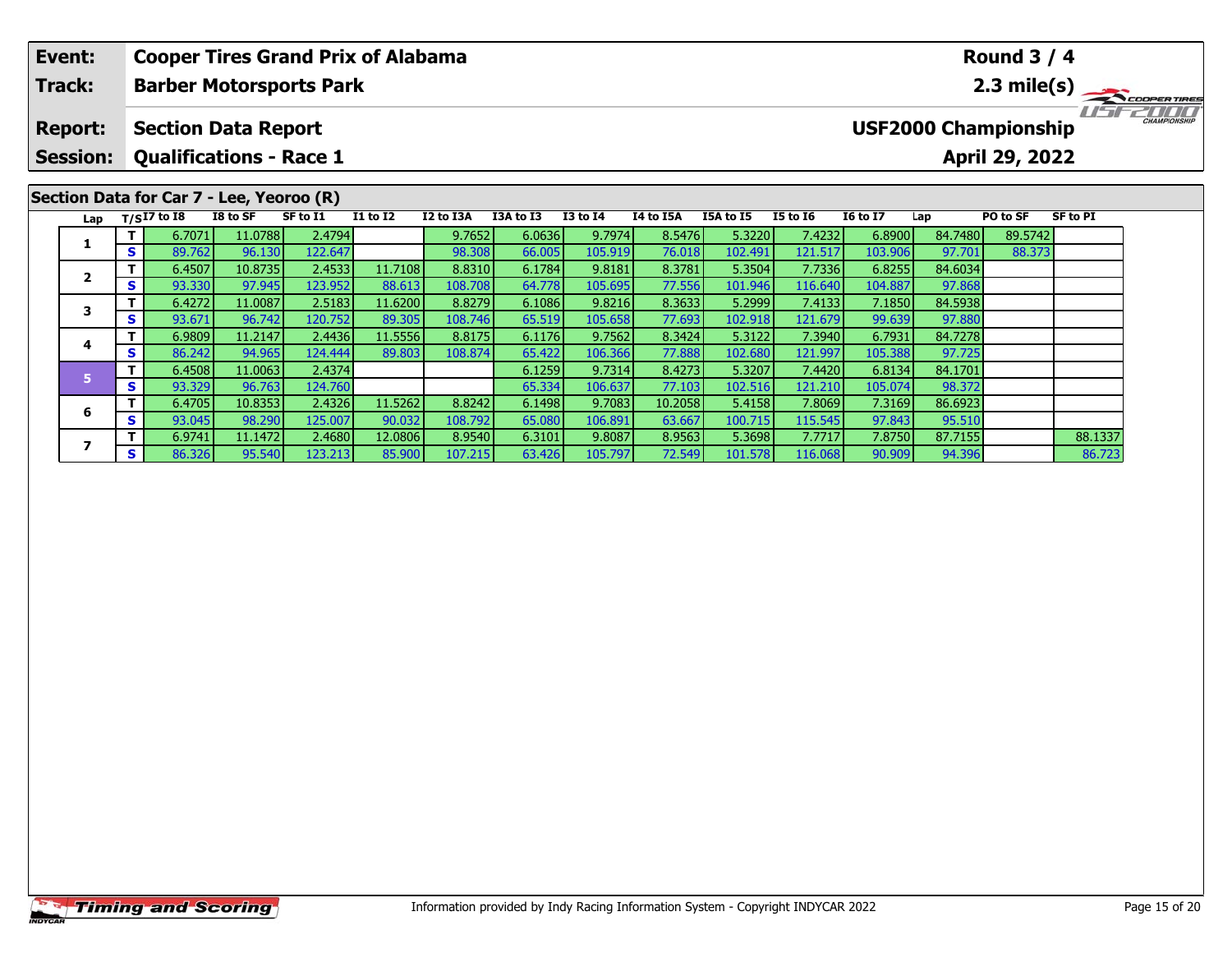| Event: | Cooper Tires Grand Prix of Alabama | Round 3 / 4 |
|---|---|---|
| Track: | Barber Motorsports Park | 2.3 mile(s) |
| Report: | Section Data Report | USF2000 Championship |
| Session: | Qualifications - Race 1 | April 29, 2022 |

## Section Data for Car 7 - Lee, Yeoroo (R)

| Lap | T/S | I7 to I8 | I8 to SF | SF to I1 | I1 to I2 | I2 to I3A | I3A to I3 | I3 to I4 | I4 to I5A | I5A to I5 | I5 to I6 | I6 to I7 | Lap | PO to SF | SF to PI |
|---|---|---|---|---|---|---|---|---|---|---|---|---|---|---|---|
| 1 | T | 6.7071 | 11.0788 | 2.4794 | | 9.7652 | 6.0636 | 9.7974 | 8.5476 | 5.3220 | 7.4232 | 6.8900 | 84.7480 | 89.5742 | |
| | S | 89.762 | 96.130 | 122.647 | | 98.308 | 66.005 | 105.919 | 76.018 | 102.491 | 121.517 | 103.906 | 97.701 | 88.373 | |
| 2 | T | 6.4507 | 10.8735 | 2.4533 | 11.7108 | 8.8310 | 6.1784 | 9.8181 | 8.3781 | 5.3504 | 7.7336 | 6.8255 | 84.6034 | | |
| | S | 93.330 | 97.945 | 123.952 | 88.613 | 108.708 | 64.778 | 105.695 | 77.556 | 101.946 | 116.640 | 104.887 | 97.868 | | |
| 3 | T | 6.4272 | 11.0087 | 2.5183 | 11.6200 | 8.8279 | 6.1086 | 9.8216 | 8.3633 | 5.2999 | 7.4133 | 7.1850 | 84.5938 | | |
| | S | 93.671 | 96.742 | 120.752 | 89.305 | 108.746 | 65.519 | 105.658 | 77.693 | 102.918 | 121.679 | 99.639 | 97.880 | | |
| 4 | T | 6.9809 | 11.2147 | 2.4436 | 11.5556 | 8.8175 | 6.1176 | 9.7562 | 8.3424 | 5.3122 | 7.3940 | 6.7931 | 84.7278 | | |
| | S | 86.242 | 94.965 | 124.444 | 89.803 | 108.874 | 65.422 | 106.366 | 77.888 | 102.680 | 121.997 | 105.388 | 97.725 | | |
| 5 | T | 6.4508 | 11.0063 | 2.4374 | | | 6.1259 | 9.7314 | 8.4273 | 5.3207 | 7.4420 | 6.8134 | 84.1701 | | |
| | S | 93.329 | 96.763 | 124.760 | | | 65.334 | 106.637 | 77.103 | 102.516 | 121.210 | 105.074 | 98.372 | | |
| 6 | T | 6.4705 | 10.8353 | 2.4326 | 11.5262 | 8.8242 | 6.1498 | 9.7083 | 10.2058 | 5.4158 | 7.8069 | 7.3169 | 86.6923 | | |
| | S | 93.045 | 98.290 | 125.007 | 90.032 | 108.792 | 65.080 | 106.891 | 63.667 | 100.715 | 115.545 | 97.843 | 95.510 | | |
| 7 | T | 6.9741 | 11.1472 | 2.4680 | 12.0806 | 8.9540 | 6.3101 | 9.8087 | 8.9563 | 5.3698 | 7.7717 | 7.8750 | 87.7155 | | 88.1337 |
| | S | 86.326 | 95.540 | 123.213 | 85.900 | 107.215 | 63.426 | 105.797 | 72.549 | 101.578 | 116.068 | 90.909 | 94.396 | | 86.723 |

Information provided by Indy Racing Information System - Copyright INDYCAR 2022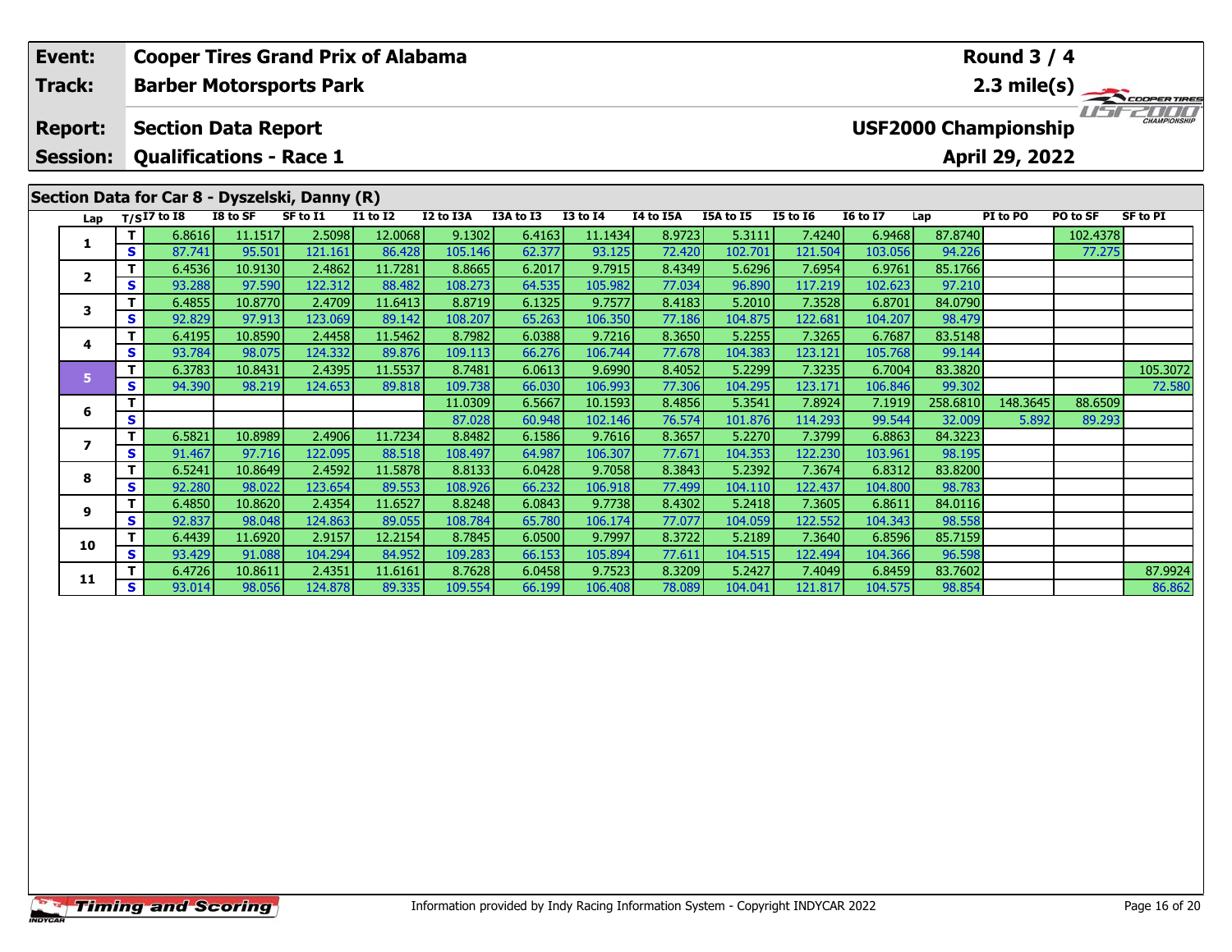| Event: | Cooper Tires Grand Prix of Alabama | Round 3 / 4 |
|---|---|---|
| Track: | Barber Motorsports Park | 2.3 mile(s) |
| Report: | Section Data Report | USF2000 Championship |
| Session: | Qualifications - Race 1 | April 29, 2022 |

## Section Data for Car 8 - Dyszelski, Danny (R)

| Lap | T/S | I7 to I8 | I8 to SF | SF to I1 | I1 to I2 | I2 to I3A | I3A to I3 | I3 to I4 | I4 to I5A | I5A to I5 | I5 to I6 | I6 to I7 | Lap | PI to PO | PO to SF | SF to PI |
|---|---|---|---|---|---|---|---|---|---|---|---|---|---|---|---|---|
| 1 | T | 6.8616 | 11.1517 | 2.5098 | 12.0068 | 9.1302 | 6.4163 | 11.1434 | 8.9723 | 5.3111 | 7.4240 | 6.9468 | 87.8740 | | 102.4378 | |
| | S | 87.741 | 95.501 | 121.161 | 86.428 | 105.146 | 62.377 | 93.125 | 72.420 | 102.701 | 121.504 | 103.056 | 94.226 | | 77.275 | |
| 2 | T | 6.4536 | 10.9130 | 2.4862 | 11.7281 | 8.8665 | 6.2017 | 9.7915 | 8.4349 | 5.6296 | 7.6954 | 6.9761 | 85.1766 | | | |
| | S | 93.288 | 97.590 | 122.312 | 88.482 | 108.273 | 64.535 | 105.982 | 77.034 | 96.890 | 117.219 | 102.623 | 97.210 | | | |
| 3 | T | 6.4855 | 10.8770 | 2.4709 | 11.6413 | 8.8719 | 6.1325 | 9.7577 | 8.4183 | 5.2010 | 7.3528 | 6.8701 | 84.0790 | | | |
| | S | 92.829 | 97.913 | 123.069 | 89.142 | 108.207 | 65.263 | 106.350 | 77.186 | 104.875 | 122.681 | 104.207 | 98.479 | | | |
| 4 | T | 6.4195 | 10.8590 | 2.4458 | 11.5462 | 8.7982 | 6.0388 | 9.7216 | 8.3650 | 5.2255 | 7.3265 | 6.7687 | 83.5148 | | | |
| | S | 93.784 | 98.075 | 124.332 | 89.876 | 109.113 | 66.276 | 106.744 | 77.678 | 104.383 | 123.121 | 105.768 | 99.144 | | | |
| 5 | T | 6.3783 | 10.8431 | 2.4395 | 11.5537 | 8.7481 | 6.0613 | 9.6990 | 8.4052 | 5.2299 | 7.3235 | 6.7004 | 83.3820 | | | 105.3072 |
| | S | 94.390 | 98.219 | 124.653 | 89.818 | 109.738 | 66.030 | 106.993 | 77.306 | 104.295 | 123.171 | 106.846 | 99.302 | | | 72.580 |
| 6 | T | | | | | 11.0309 | 6.5667 | 10.1593 | 8.4856 | 5.3541 | 7.8924 | 7.1919 | 258.6810 | 148.3645 | 88.6509 | |
| | S | | | | | 87.028 | 60.948 | 102.146 | 76.574 | 101.876 | 114.293 | 99.544 | 32.009 | 5.892 | 89.293 | |
| 7 | T | 6.5821 | 10.8989 | 2.4906 | 11.7234 | 8.8482 | 6.1586 | 9.7616 | 8.3657 | 5.2270 | 7.3799 | 6.8863 | 84.3223 | | | |
| | S | 91.467 | 97.716 | 122.095 | 88.518 | 108.497 | 64.987 | 106.307 | 77.671 | 104.353 | 122.230 | 103.961 | 98.195 | | | |
| 8 | T | 6.5241 | 10.8649 | 2.4592 | 11.5878 | 8.8133 | 6.0428 | 9.7058 | 8.3843 | 5.2392 | 7.3674 | 6.8312 | 83.8200 | | | |
| | S | 92.280 | 98.022 | 123.654 | 89.553 | 108.926 | 66.232 | 106.918 | 77.499 | 104.110 | 122.437 | 104.800 | 98.783 | | | |
| 9 | T | 6.4850 | 10.8620 | 2.4354 | 11.6527 | 8.8248 | 6.0843 | 9.7738 | 8.4302 | 5.2418 | 7.3605 | 6.8611 | 84.0116 | | | |
| | S | 92.837 | 98.048 | 124.863 | 89.055 | 108.784 | 65.780 | 106.174 | 77.077 | 104.059 | 122.552 | 104.343 | 98.558 | | | |
| 10 | T | 6.4439 | 11.6920 | 2.9157 | 12.2154 | 8.7845 | 6.0500 | 9.7997 | 8.3722 | 5.2189 | 7.3640 | 6.8596 | 85.7159 | | | |
| | S | 93.429 | 91.088 | 104.294 | 84.952 | 109.283 | 66.153 | 105.894 | 77.611 | 104.515 | 122.494 | 104.366 | 96.598 | | | |
| 11 | T | 6.4726 | 10.8611 | 2.4351 | 11.6161 | 8.7628 | 6.0458 | 9.7523 | 8.3209 | 5.2427 | 7.4049 | 6.8459 | 83.7602 | | | 87.9924 |
| | S | 93.014 | 98.056 | 124.878 | 89.335 | 109.554 | 66.199 | 106.408 | 78.089 | 104.041 | 121.817 | 104.575 | 98.854 | | | 86.862 |

Information provided by Indy Racing Information System - Copyright INDYCAR 2022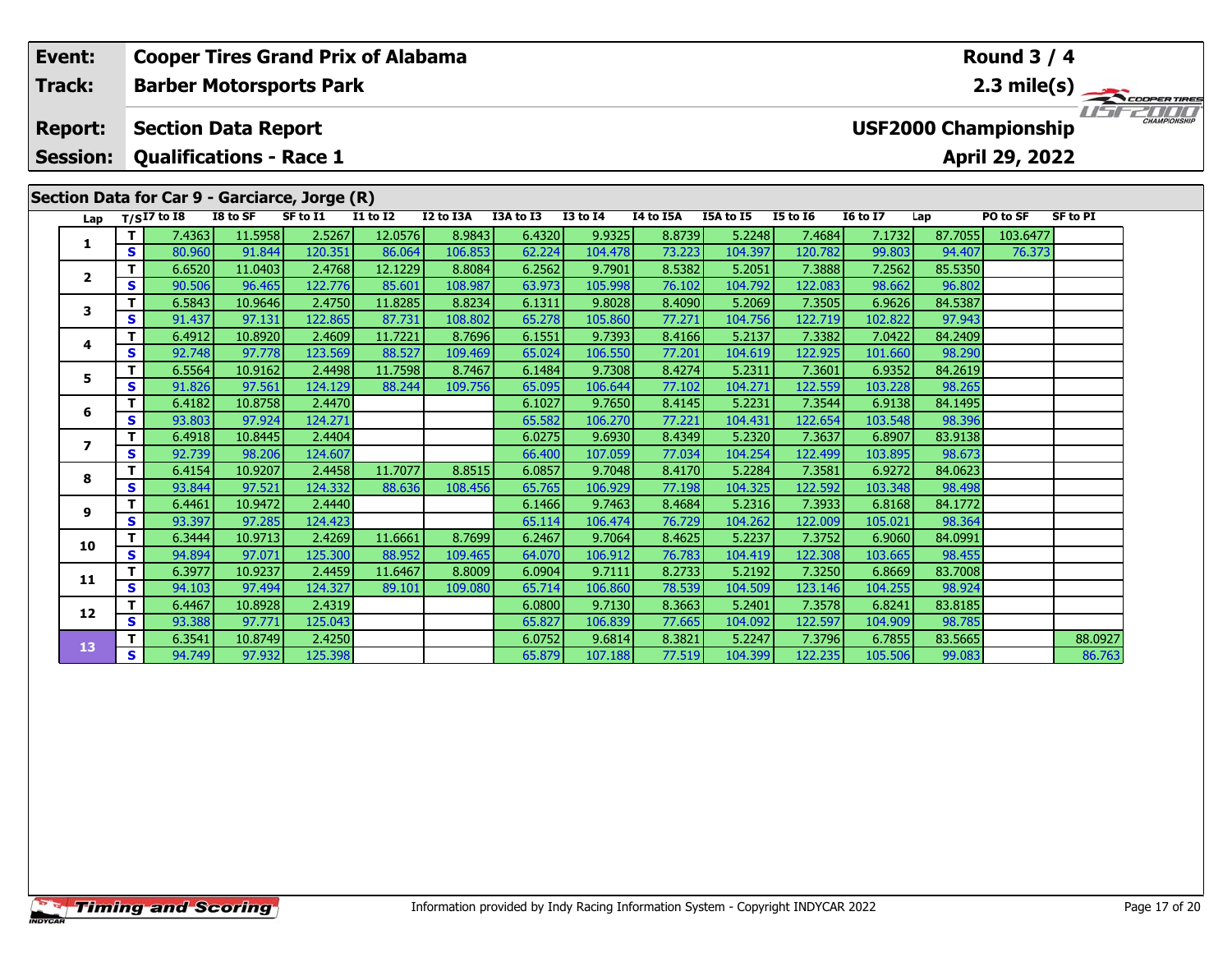| **Event:** | **Cooper Tires Grand Prix of Alabama** | **Round 3 / 4** |
|---|---|---|
| **Track:** | **Barber Motorsports Park** | **2.3 mile(s)** |
| **Report:** | **Section Data Report** | **USF2000 Championship** |
| **Session:** | **Qualifications - Race 1** | **April 29, 2022** |

## Section Data for Car 9 - Garciarce, Jorge (R)

| Lap | T/S | I7 to I8 | I8 to SF | SF to I1 | I1 to I2 | I2 to I3A | I3A to I3 | I3 to I4 | I4 to I5A | I5A to I5 | I5 to I6 | I6 to I7 | Lap | PO to SF | SF to PI |
|---|---|---|---|---|---|---|---|---|---|---|---|---|---|---|---|
| 1 | T | 7.4363 | 11.5958 | 2.5267 | 12.0576 | 8.9843 | 6.4320 | 9.9325 | 8.8739 | 5.2248 | 7.4684 | 7.1732 | 87.7055 | 103.6477 | |
| | S | 80.960 | 91.844 | 120.351 | 86.064 | 106.853 | 62.224 | 104.478 | 73.223 | 104.397 | 120.782 | 99.803 | 94.407 | 76.373 | |
| 2 | T | 6.6520 | 11.0403 | 2.4768 | 12.1229 | 8.8084 | 6.2562 | 9.7901 | 8.5382 | 5.2051 | 7.3888 | 7.2562 | 85.5350 | | |
| | S | 90.506 | 96.465 | 122.776 | 85.601 | 108.987 | 63.973 | 105.998 | 76.102 | 104.792 | 122.083 | 98.662 | 96.802 | | |
| 3 | T | 6.5843 | 10.9646 | 2.4750 | 11.8285 | 8.8234 | 6.1311 | 9.8028 | 8.4090 | 5.2069 | 7.3505 | 6.9626 | 84.5387 | | |
| | S | 91.437 | 97.131 | 122.865 | 87.731 | 108.802 | 65.278 | 105.860 | 77.271 | 104.756 | 122.719 | 102.822 | 97.943 | | |
| 4 | T | 6.4912 | 10.8920 | 2.4609 | 11.7221 | 8.7696 | 6.1551 | 9.7393 | 8.4166 | 5.2137 | 7.3382 | 7.0422 | 84.2409 | | |
| | S | 92.748 | 97.778 | 123.569 | 88.527 | 109.469 | 65.024 | 106.550 | 77.201 | 104.619 | 122.925 | 101.660 | 98.290 | | |
| 5 | T | 6.5564 | 10.9162 | 2.4498 | 11.7598 | 8.7467 | 6.1484 | 9.7308 | 8.4274 | 5.2311 | 7.3601 | 6.9352 | 84.2619 | | |
| | S | 91.826 | 97.561 | 124.129 | 88.244 | 109.756 | 65.095 | 106.644 | 77.102 | 104.271 | 122.559 | 103.228 | 98.265 | | |
| 6 | T | 6.4182 | 10.8758 | 2.4470 | | | 6.1027 | 9.7650 | 8.4145 | 5.2231 | 7.3544 | 6.9138 | 84.1495 | | |
| | S | 93.803 | 97.924 | 124.271 | | | 65.582 | 106.270 | 77.221 | 104.431 | 122.654 | 103.548 | 98.396 | | |
| 7 | T | 6.4918 | 10.8445 | 2.4404 | | | 6.0275 | 9.6930 | 8.4349 | 5.2320 | 7.3637 | 6.8907 | 83.9138 | | |
| | S | 92.739 | 98.206 | 124.607 | | | 66.400 | 107.059 | 77.034 | 104.254 | 122.499 | 103.895 | 98.673 | | |
| 8 | T | 6.4154 | 10.9207 | 2.4458 | 11.7077 | 8.8515 | 6.0857 | 9.7048 | 8.4170 | 5.2284 | 7.3581 | 6.9272 | 84.0623 | | |
| | S | 93.844 | 97.521 | 124.332 | 88.636 | 108.456 | 65.765 | 106.929 | 77.198 | 104.325 | 122.592 | 103.348 | 98.498 | | |
| 9 | T | 6.4461 | 10.9472 | 2.4440 | | | 6.1466 | 9.7463 | 8.4684 | 5.2316 | 7.3933 | 6.8168 | 84.1772 | | |
| | S | 93.397 | 97.285 | 124.423 | | | 65.114 | 106.474 | 76.729 | 104.262 | 122.009 | 105.021 | 98.364 | | |
| 10 | T | 6.3444 | 10.9713 | 2.4269 | 11.6661 | 8.7699 | 6.2467 | 9.7064 | 8.4625 | 5.2237 | 7.3752 | 6.9060 | 84.0991 | | |
| | S | 94.894 | 97.071 | 125.300 | 88.952 | 109.465 | 64.070 | 106.912 | 76.783 | 104.419 | 122.308 | 103.665 | 98.455 | | |
| 11 | T | 6.3977 | 10.9237 | 2.4459 | 11.6467 | 8.8009 | 6.0904 | 9.7111 | 8.2733 | 5.2192 | 7.3250 | 6.8669 | 83.7008 | | |
| | S | 94.103 | 97.494 | 124.327 | 89.101 | 109.080 | 65.714 | 106.860 | 78.539 | 104.509 | 123.146 | 104.255 | 98.924 | | |
| 12 | T | 6.4467 | 10.8928 | 2.4319 | | | 6.0800 | 9.7130 | 8.3663 | 5.2401 | 7.3578 | 6.8241 | 83.8185 | | |
| | S | 93.388 | 97.771 | 125.043 | | | 65.827 | 106.839 | 77.665 | 104.092 | 122.597 | 104.909 | 98.785 | | |
| 13 | T | 6.3541 | 10.8749 | 2.4250 | | | 6.0752 | 9.6814 | 8.3821 | 5.2247 | 7.3796 | 6.7855 | 83.5665 | | 88.0927 |
| | S | 94.749 | 97.932 | 125.398 | | | 65.879 | 107.188 | 77.519 | 104.399 | 122.235 | 105.506 | 99.083 | | 86.763 |

Information provided by Indy Racing Information System - Copyright INDYCAR 2022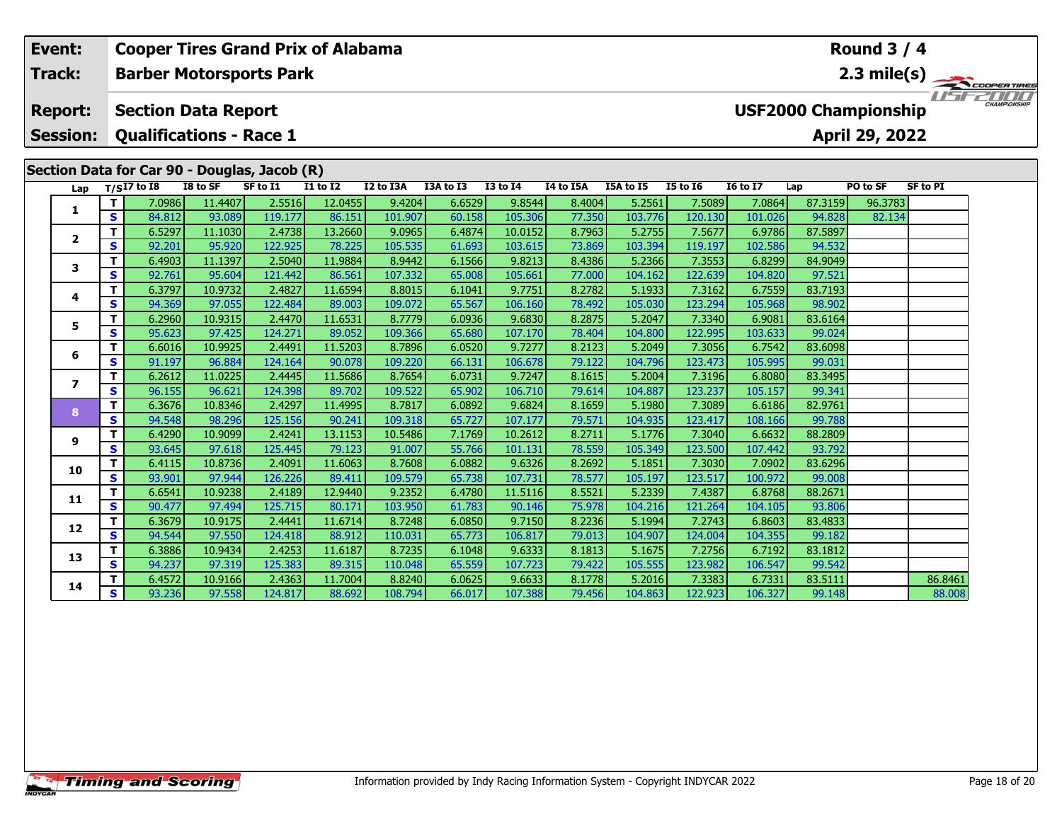| Event: | Cooper Tires Grand Prix of Alabama | Round 3 / 4 |
|---|---|---|
| Track: | Barber Motorsports Park | 2.3 mile(s) |
| Report: | Section Data Report | USF2000 Championship |
| Session: | Qualifications - Race 1 | April 29, 2022 |

## Section Data for Car 90 - Douglas, Jacob (R)

| Lap | T/S | I7 to I8 | I8 to SF | SF to I1 | I1 to I2 | I2 to I3A | I3A to I3 | I3 to I4 | I4 to I5A | I5A to I5 | I5 to I6 | I6 to I7 | Lap | PO to SF | SF to PI |
|---|---|---|---|---|---|---|---|---|---|---|---|---|---|---|---|
| 1 | T | 7.0986 | 11.4407 | 2.5516 | 12.0455 | 9.4204 | 6.6529 | 9.8544 | 8.4004 | 5.2561 | 7.5089 | 7.0864 | 87.3159 | 96.3783 | |
| | S | 84.812 | 93.089 | 119.177 | 86.151 | 101.907 | 60.158 | 105.306 | 77.350 | 103.776 | 120.130 | 101.026 | 94.828 | 82.134 | |
| 2 | T | 6.5297 | 11.1030 | 2.4738 | 13.2660 | 9.0965 | 6.4874 | 10.0152 | 8.7963 | 5.2755 | 7.5677 | 6.9786 | 87.5897 | | |
| | S | 92.201 | 95.920 | 122.925 | 78.225 | 105.535 | 61.693 | 103.615 | 73.869 | 103.394 | 119.197 | 102.586 | 94.532 | | |
| 3 | T | 6.4903 | 11.1397 | 2.5040 | 11.9884 | 8.9442 | 6.1566 | 9.8213 | 8.4386 | 5.2366 | 7.3553 | 6.8299 | 84.9049 | | |
| | S | 92.761 | 95.604 | 121.442 | 86.561 | 107.332 | 65.008 | 105.661 | 77.000 | 104.162 | 122.639 | 104.820 | 97.521 | | |
| 4 | T | 6.3797 | 10.9732 | 2.4827 | 11.6594 | 8.8015 | 6.1041 | 9.7751 | 8.2782 | 5.1933 | 7.3162 | 6.7559 | 83.7193 | | |
| | S | 94.369 | 97.055 | 122.484 | 89.003 | 109.072 | 65.567 | 106.160 | 78.492 | 105.030 | 123.294 | 105.968 | 98.902 | | |
| 5 | T | 6.2960 | 10.9315 | 2.4470 | 11.6531 | 8.7779 | 6.0936 | 9.6830 | 8.2875 | 5.2047 | 7.3340 | 6.9081 | 83.6164 | | |
| | S | 95.623 | 97.425 | 124.271 | 89.052 | 109.366 | 65.680 | 107.170 | 78.404 | 104.800 | 122.995 | 103.633 | 99.024 | | |
| 6 | T | 6.6016 | 10.9925 | 2.4491 | 11.5203 | 8.7896 | 6.0520 | 9.7277 | 8.2123 | 5.2049 | 7.3056 | 6.7542 | 83.6098 | | |
| | S | 91.197 | 96.884 | 124.164 | 90.078 | 109.220 | 66.131 | 106.678 | 79.122 | 104.796 | 123.473 | 105.995 | 99.031 | | |
| 7 | T | 6.2612 | 11.0225 | 2.4445 | 11.5686 | 8.7654 | 6.0731 | 9.7247 | 8.1615 | 5.2004 | 7.3196 | 6.8080 | 83.3495 | | |
| | S | 96.155 | 96.621 | 124.398 | 89.702 | 109.522 | 65.902 | 106.710 | 79.614 | 104.887 | 123.237 | 105.157 | 99.341 | | |
| 8 | T | 6.3676 | 10.8346 | 2.4297 | 11.4995 | 8.7817 | 6.0892 | 9.6824 | 8.1659 | 5.1980 | 7.3089 | 6.6186 | 82.9761 | | |
| | S | 94.548 | 98.296 | 125.156 | 90.241 | 109.318 | 65.727 | 107.177 | 79.571 | 104.935 | 123.417 | 108.166 | 99.788 | | |
| 9 | T | 6.4290 | 10.9099 | 2.4241 | 13.1153 | 10.5486 | 7.1769 | 10.2612 | 8.2711 | 5.1776 | 7.3040 | 6.6632 | 88.2809 | | |
| | S | 93.645 | 97.618 | 125.445 | 79.123 | 91.007 | 55.766 | 101.131 | 78.559 | 105.349 | 123.500 | 107.442 | 93.792 | | |
| 10 | T | 6.4115 | 10.8736 | 2.4091 | 11.6063 | 8.7608 | 6.0882 | 9.6326 | 8.2692 | 5.1851 | 7.3030 | 7.0902 | 83.6296 | | |
| | S | 93.901 | 97.944 | 126.226 | 89.411 | 109.579 | 65.738 | 107.731 | 78.577 | 105.197 | 123.517 | 100.972 | 99.008 | | |
| 11 | T | 6.6541 | 10.9238 | 2.4189 | 12.9440 | 9.2352 | 6.4780 | 11.5116 | 8.5521 | 5.2339 | 7.4387 | 6.8768 | 88.2671 | | |
| | S | 90.477 | 97.494 | 125.715 | 80.171 | 103.950 | 61.783 | 90.146 | 75.978 | 104.216 | 121.264 | 104.105 | 93.806 | | |
| 12 | T | 6.3679 | 10.9175 | 2.4441 | 11.6714 | 8.7248 | 6.0850 | 9.7150 | 8.2236 | 5.1994 | 7.2743 | 6.8603 | 83.4833 | | |
| | S | 94.544 | 97.550 | 124.418 | 88.912 | 110.031 | 65.773 | 106.817 | 79.013 | 104.907 | 124.004 | 104.355 | 99.182 | | |
| 13 | T | 6.3886 | 10.9434 | 2.4253 | 11.6187 | 8.7235 | 6.1048 | 9.6333 | 8.1813 | 5.1675 | 7.2756 | 6.7192 | 83.1812 | | |
| | S | 94.237 | 97.319 | 125.383 | 89.315 | 110.048 | 65.559 | 107.723 | 79.422 | 105.555 | 123.982 | 106.547 | 99.542 | | |
| 14 | T | 6.4572 | 10.9166 | 2.4363 | 11.7004 | 8.8240 | 6.0625 | 9.6633 | 8.1778 | 5.2016 | 7.3383 | 6.7331 | 83.5111 | | 86.8461 |
| | S | 93.236 | 97.558 | 124.817 | 88.692 | 108.794 | 66.017 | 107.388 | 79.456 | 104.863 | 122.923 | 106.327 | 99.148 | | 88.008 |

Information provided by Indy Racing Information System - Copyright INDYCAR 2022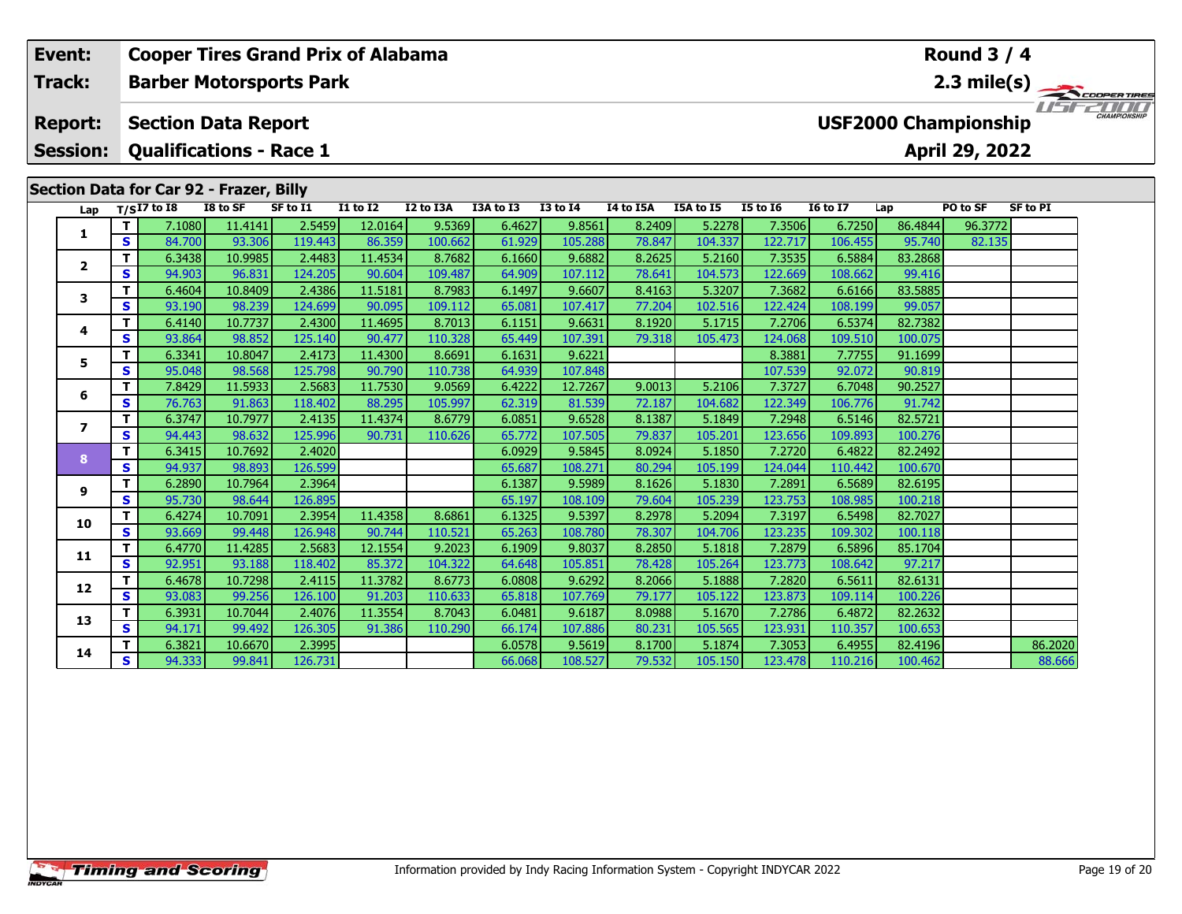| Event: | Cooper Tires Grand Prix of Alabama | Round 3 / 4 |
|---|---|---|
| Track: | Barber Motorsports Park | 2.3 mile(s) |
| Report: | Section Data Report | USF2000 Championship |
| Session: | Qualifications - Race 1 | April 29, 2022 |

## Section Data for Car 92 - Frazer, Billy

| Lap | T/S | I7 to I8 | I8 to SF | SF to I1 | I1 to I2 | I2 to I3A | I3A to I3 | I3 to I4 | I4 to I5A | I5A to I5 | I5 to I6 | I6 to I7 | Lap | PO to SF | SF to PI |
|---|---|---|---|---|---|---|---|---|---|---|---|---|---|---|---|
| 1 | T | 7.1080 | 11.4141 | 2.5459 | 12.0164 | 9.5369 | 6.4627 | 9.8561 | 8.2409 | 5.2278 | 7.3506 | 6.7250 | 86.4844 | 96.3772 | |
| | S | 84.700 | 93.306 | 119.443 | 86.359 | 100.662 | 61.929 | 105.288 | 78.847 | 104.337 | 122.717 | 106.455 | 95.740 | 82.135 | |
| 2 | T | 6.3438 | 10.9985 | 2.4483 | 11.4534 | 8.7682 | 6.1660 | 9.6882 | 8.2625 | 5.2160 | 7.3535 | 6.5884 | 83.2868 | | |
| | S | 94.903 | 96.831 | 124.205 | 90.604 | 109.487 | 64.909 | 107.112 | 78.641 | 104.573 | 122.669 | 108.662 | 99.416 | | |
| 3 | T | 6.4604 | 10.8409 | 2.4386 | 11.5181 | 8.7983 | 6.1497 | 9.6607 | 8.4163 | 5.3207 | 7.3682 | 6.6166 | 83.5885 | | |
| | S | 93.190 | 98.239 | 124.699 | 90.095 | 109.112 | 65.081 | 107.417 | 77.204 | 102.516 | 122.424 | 108.199 | 99.057 | | |
| 4 | T | 6.4140 | 10.7737 | 2.4300 | 11.4695 | 8.7013 | 6.1151 | 9.6631 | 8.1920 | 5.1715 | 7.2706 | 6.5374 | 82.7382 | | |
| | S | 93.864 | 98.852 | 125.140 | 90.477 | 110.328 | 65.449 | 107.391 | 79.318 | 105.473 | 124.068 | 109.510 | 100.075 | | |
| 5 | T | 6.3341 | 10.8047 | 2.4173 | 11.4300 | 8.6691 | 6.1631 | 9.6221 | | | 8.3881 | 7.7755 | 91.1699 | | |
| | S | 95.048 | 98.568 | 125.798 | 90.790 | 110.738 | 64.939 | 107.848 | | | 107.539 | 92.072 | 90.819 | | |
| 6 | T | 7.8429 | 11.5933 | 2.5683 | 11.7530 | 9.0569 | 6.4222 | 12.7267 | 9.0013 | 5.2106 | 7.3727 | 6.7048 | 90.2527 | | |
| | S | 76.763 | 91.863 | 118.402 | 88.295 | 105.997 | 62.319 | 81.539 | 72.187 | 104.682 | 122.349 | 106.776 | 91.742 | | |
| 7 | T | 6.3747 | 10.7977 | 2.4135 | 11.4374 | 8.6779 | 6.0851 | 9.6528 | 8.1387 | 5.1849 | 7.2948 | 6.5146 | 82.5721 | | |
| | S | 94.443 | 98.632 | 125.996 | 90.731 | 110.626 | 65.772 | 107.505 | 79.837 | 105.201 | 123.656 | 109.893 | 100.276 | | |
| 8 | T | 6.3415 | 10.7692 | 2.4020 | | | 6.0929 | 9.5845 | 8.0924 | 5.1850 | 7.2720 | 6.4822 | 82.2492 | | |
| | S | 94.937 | 98.893 | 126.599 | | | 65.687 | 108.271 | 80.294 | 105.199 | 124.044 | 110.442 | 100.670 | | |
| 9 | T | 6.2890 | 10.7964 | 2.3964 | | | 6.1387 | 9.5989 | 8.1626 | 5.1830 | 7.2891 | 6.5689 | 82.6195 | | |
| | S | 95.730 | 98.644 | 126.895 | | | 65.197 | 108.109 | 79.604 | 105.239 | 123.753 | 108.985 | 100.218 | | |
| 10 | T | 6.4274 | 10.7091 | 2.3954 | 11.4358 | 8.6861 | 6.1325 | 9.5397 | 8.2978 | 5.2094 | 7.3197 | 6.5498 | 82.7027 | | |
| | S | 93.669 | 99.448 | 126.948 | 90.744 | 110.521 | 65.263 | 108.780 | 78.307 | 104.706 | 123.235 | 109.302 | 100.118 | | |
| 11 | T | 6.4770 | 11.4285 | 2.5683 | 12.1554 | 9.2023 | 6.1909 | 9.8037 | 8.2850 | 5.1818 | 7.2879 | 6.5896 | 85.1704 | | |
| | S | 92.951 | 93.188 | 118.402 | 85.372 | 104.322 | 64.648 | 105.851 | 78.428 | 105.264 | 123.773 | 108.642 | 97.217 | | |
| 12 | T | 6.4678 | 10.7298 | 2.4115 | 11.3782 | 8.6773 | 6.0808 | 9.6292 | 8.2066 | 5.1888 | 7.2820 | 6.5611 | 82.6131 | | |
| | S | 93.083 | 99.256 | 126.100 | 91.203 | 110.633 | 65.818 | 107.769 | 79.177 | 105.122 | 123.873 | 109.114 | 100.226 | | |
| 13 | T | 6.3931 | 10.7044 | 2.4076 | 11.3554 | 8.7043 | 6.0481 | 9.6187 | 8.0988 | 5.1670 | 7.2786 | 6.4872 | 82.2632 | | |
| | S | 94.171 | 99.492 | 126.305 | 91.386 | 110.290 | 66.174 | 107.886 | 80.231 | 105.565 | 123.931 | 110.357 | 100.653 | | |
| 14 | T | 6.3821 | 10.6670 | 2.3995 | | | 6.0578 | 9.5619 | 8.1700 | 5.1874 | 7.3053 | 6.4955 | 82.4196 | | 86.2020 |
| | S | 94.333 | 99.841 | 126.731 | | | 66.068 | 108.527 | 79.532 | 105.150 | 123.478 | 110.216 | 100.462 | | 88.666 |

Information provided by Indy Racing Information System - Copyright INDYCAR 2022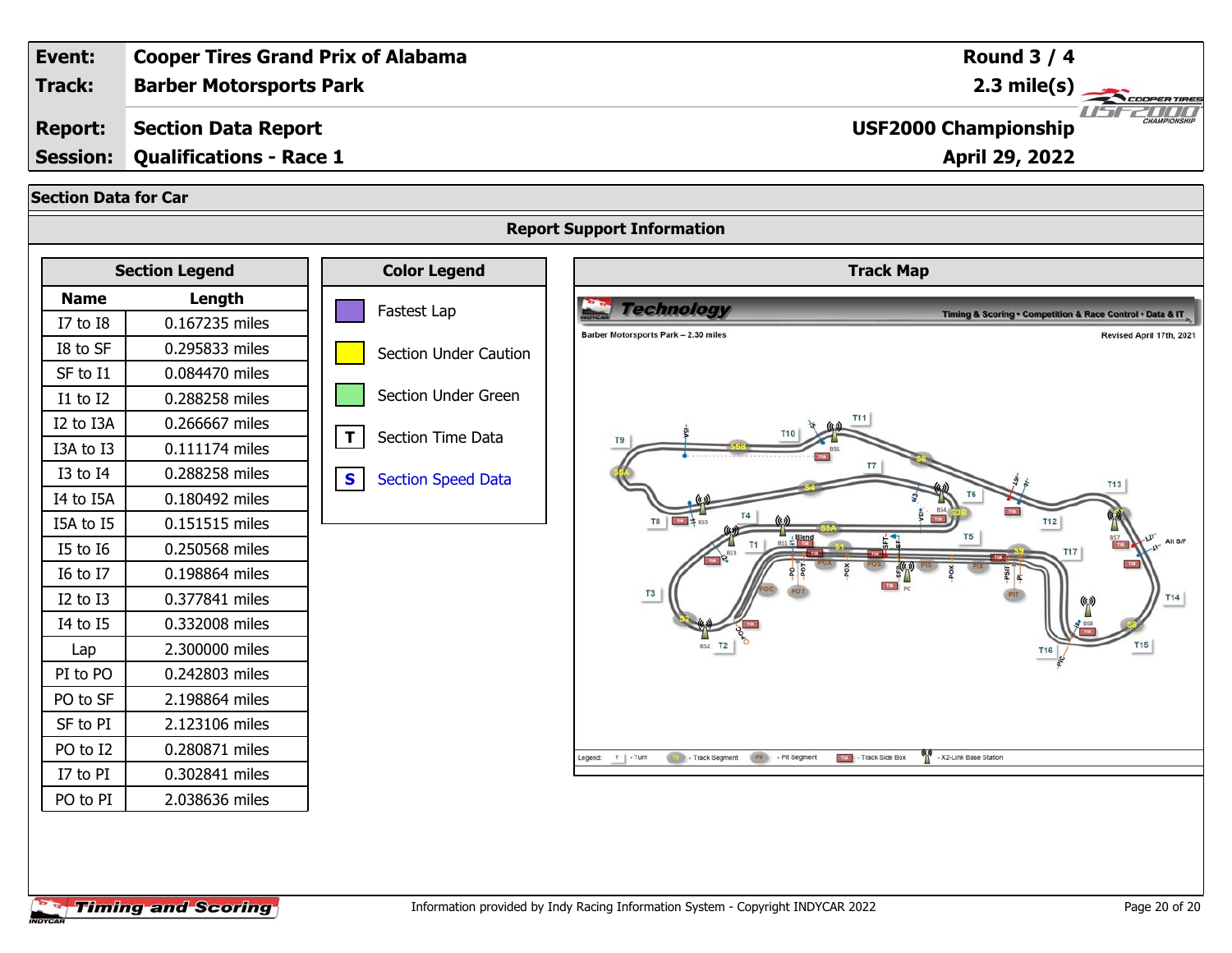| | | | |
|---|---|---|---|
| **Event:** | **Cooper Tires Grand Prix of Alabama** | **Round 3 / 4** | |
| **Track:** | **Barber Motorsports Park** | **2.3 mile(s)** | |
| **Report:** | **Section Data Report** | **USF2000 Championship** | |
| **Session:** | **Qualifications - Race 1** | **April 29, 2022** | |

## Section Data for Car

### Report Support Information

**Section Legend**

| Name | Length |
|---|---|
| I7 to I8 | 0.167235 miles |
| I8 to SF | 0.295833 miles |
| SF to I1 | 0.084470 miles |
| I1 to I2 | 0.288258 miles |
| I2 to I3A | 0.266667 miles |
| I3A to I3 | 0.111174 miles |
| I3 to I4 | 0.288258 miles |
| I4 to I5A | 0.180492 miles |
| I5A to I5 | 0.151515 miles |
| I5 to I6 | 0.250568 miles |
| I6 to I7 | 0.198864 miles |
| I2 to I3 | 0.377841 miles |
| I4 to I5 | 0.332008 miles |
| Lap | 2.300000 miles |
| PI to PO | 0.242803 miles |
| PO to SF | 2.198864 miles |
| SF to PI | 2.123106 miles |
| PO to I2 | 0.280871 miles |
| I7 to PI | 0.302841 miles |
| PO to PI | 2.038636 miles |

**Color Legend**

- Fastest Lap
- Section Under Caution
- Section Under Green
- T Section Time Data
- S Section Speed Data

**Track Map**

Technology

Timing & Scoring • Competition & Race Control • Data & IT

Barber Motorsports Park – 2.30 miles

Revised April 17th, 2021

Legend: T - Turn; - Track Segment; - Pit Segment; - Track Side Box; - X2-Link Base Station

Information provided by Indy Racing Information System - Copyright INDYCAR 2022